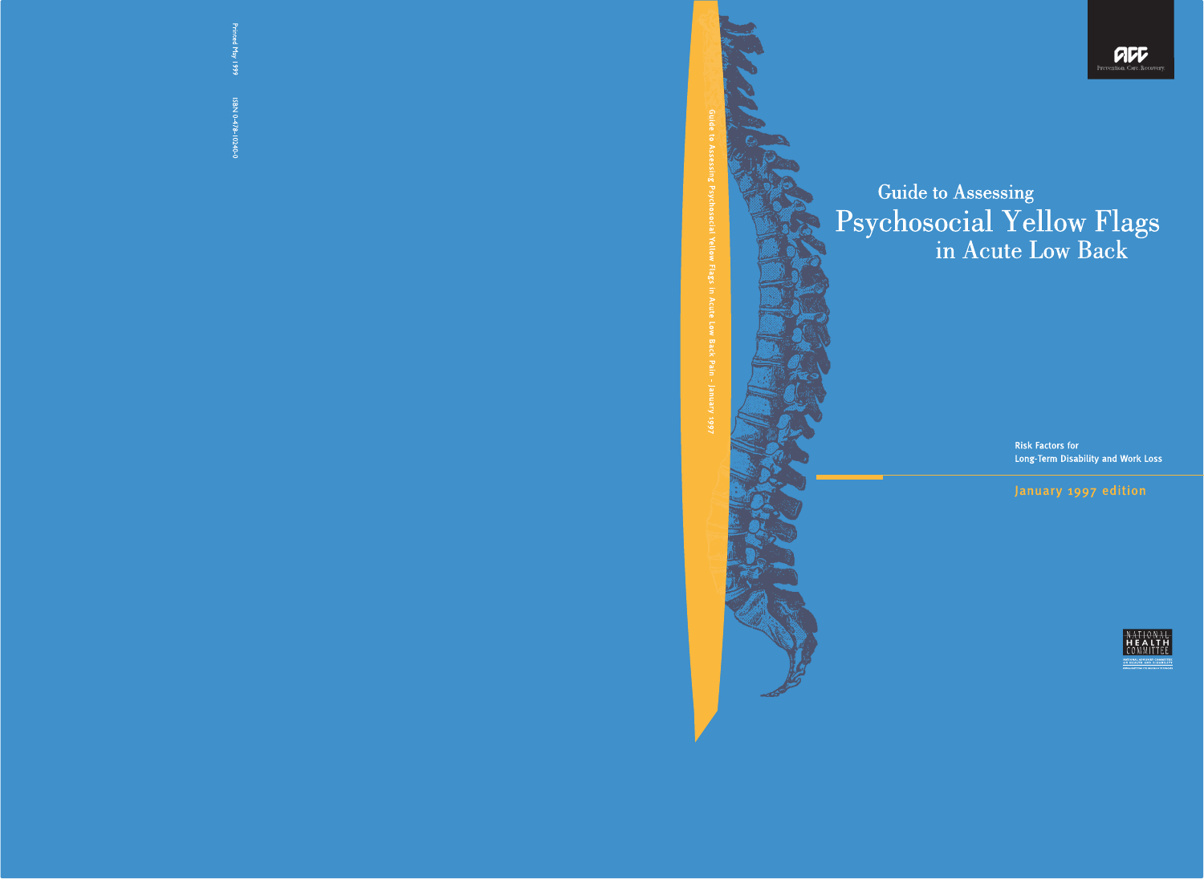Printed May 1999

ISBN 0-478-10240-0

Guide to Assessing Psychosocial Yellow Flags in Acute Low Back Pain - January 1997

ACC

Prevention. Care. Recovery.

# Guide to Assessing Psychosocial Yellow Flags in Acute Low Back

**Risk Factors for Long-Term Disability and Work Loss**

January 1997 edition

NATIONAL HEALTH COMMITTEE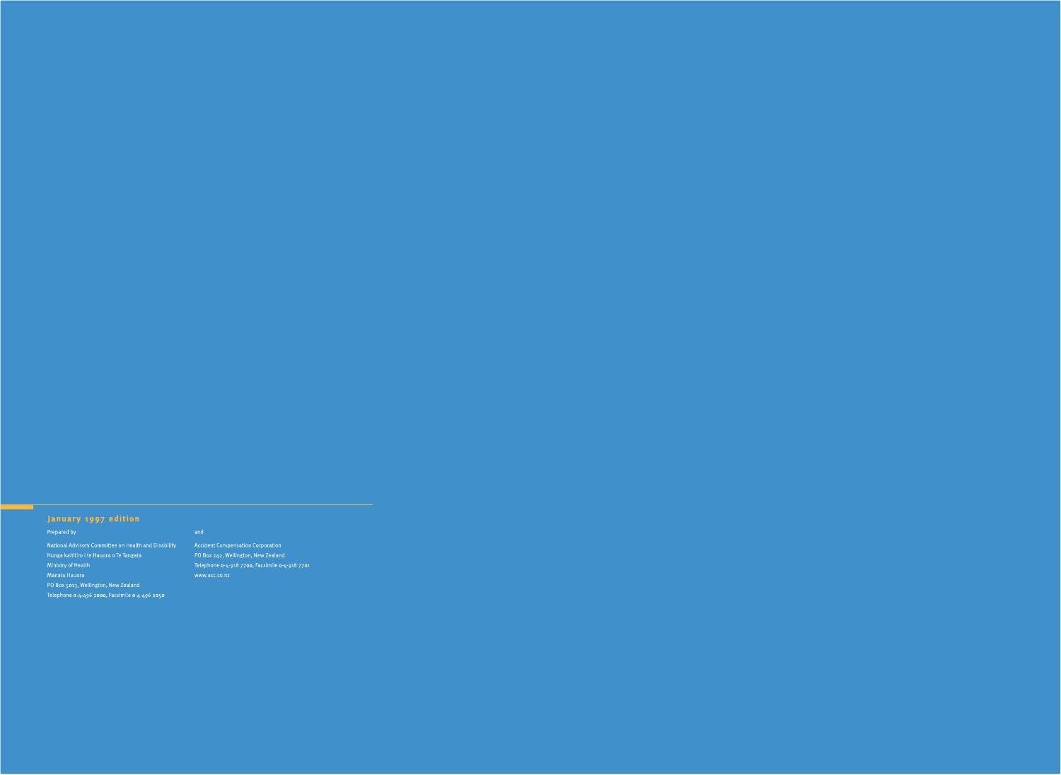**January 1997 edition**

Prepared by

National Advisory Committee on Health and Disability
Hunga kaititiro i te Hauora o Te Tangata
Ministry of Health
Manatu Hauora
PO Box 5013, Wellington, New Zealand
Telephone 0-4-496 2000, Facsimile 0-4-496 2050

and

Accident Compensation Corporation
PO Box 242, Wellington, New Zealand
Telephone 0-4-918 7700, Facsimile 0-4-918 7701
www.acc.co.nz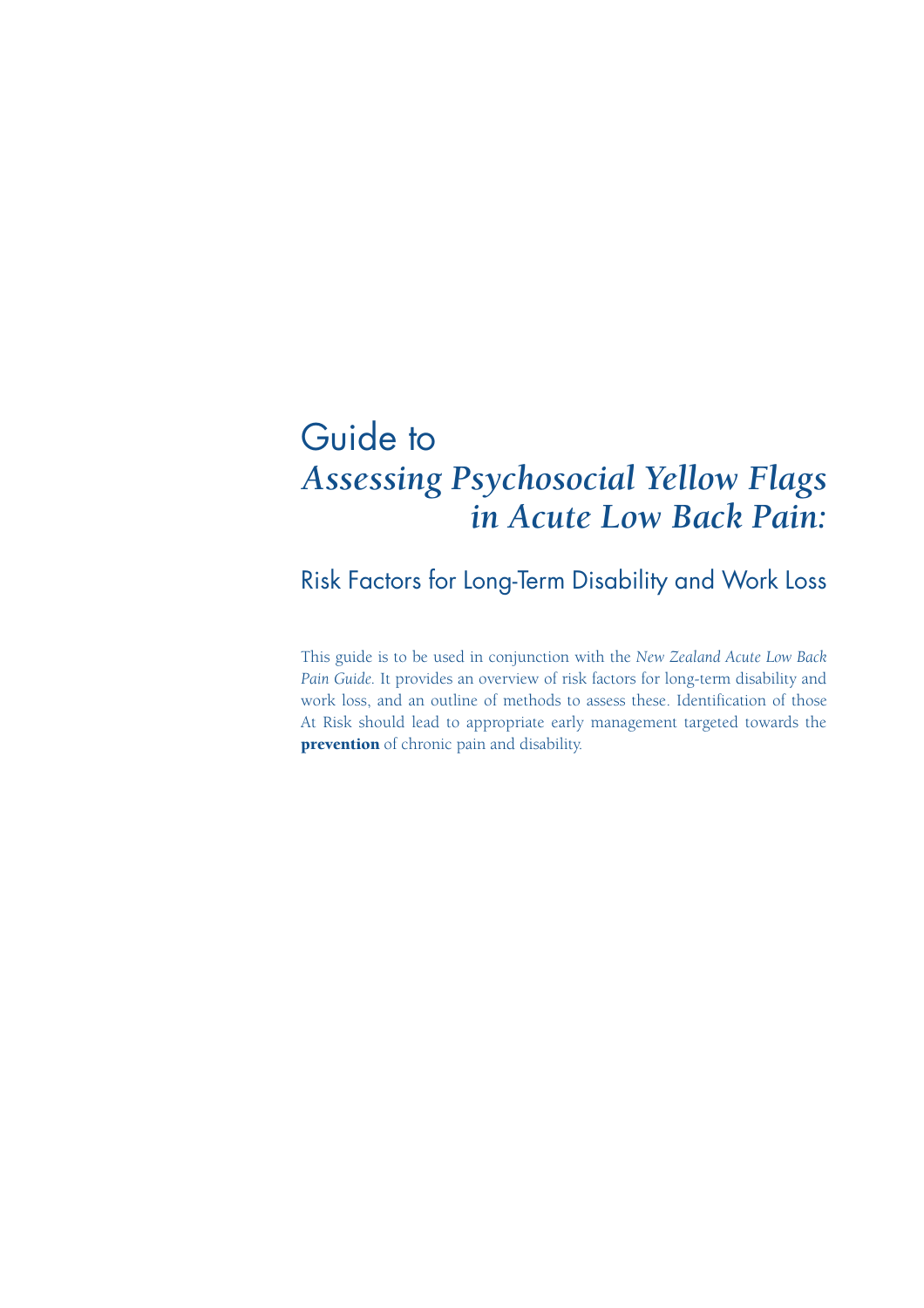# Guide to
# *Assessing Psychosocial Yellow Flags in Acute Low Back Pain:*

## Risk Factors for Long-Term Disability and Work Loss

This guide is to be used in conjunction with the *New Zealand Acute Low Back Pain Guide*. It provides an overview of risk factors for long-term disability and work loss, and an outline of methods to assess these. Identification of those At Risk should lead to appropriate early management targeted towards the **prevention** of chronic pain and disability.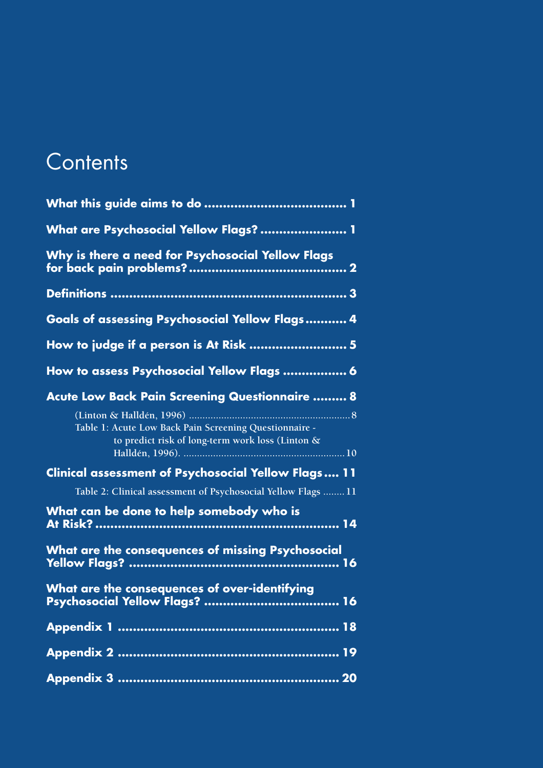# Contents

**What this guide aims to do** .................................... 1

**What are Psychosocial Yellow Flags?** ...................... 1

**Why is there a need for Psychosocial Yellow Flags for back pain problems?** ......................................... 2

**Definitions** ............................................................. 3

**Goals of assessing Psychosocial Yellow Flags** ........... 4

**How to judge if a person is At Risk** ......................... 5

**How to assess Psychosocial Yellow Flags** ................. 6

**Acute Low Back Pain Screening Questionnaire** ......... 8

- (Linton & Halldén, 1996) ........................................................ 8
- Table 1: Acute Low Back Pain Screening Questionnaire - to predict risk of long-term work loss (Linton & Halldén, 1996). ........................................................ 10

**Clinical assessment of Psychosocial Yellow Flags** .... 11

- Table 2: Clinical assessment of Psychosocial Yellow Flags ........ 11

**What can be done to help somebody who is At Risk?** ................................................................. 14

**What are the consequences of missing Psychosocial Yellow Flags?** ........................................................ 16

**What are the consequences of over-identifying Psychosocial Yellow Flags?** .................................... 16

**Appendix 1** ........................................................... 18

**Appendix 2** ........................................................... 19

**Appendix 3** ........................................................... 20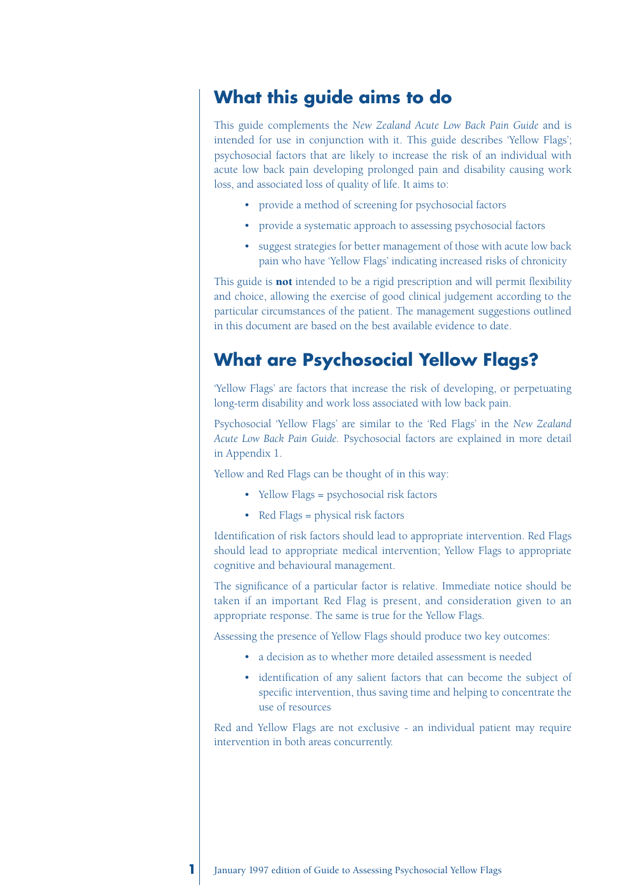## What this guide aims to do

This guide complements the *New Zealand Acute Low Back Pain Guide* and is intended for use in conjunction with it. This guide describes 'Yellow Flags'; psychosocial factors that are likely to increase the risk of an individual with acute low back pain developing prolonged pain and disability causing work loss, and associated loss of quality of life. It aims to:

- provide a method of screening for psychosocial factors
- provide a systematic approach to assessing psychosocial factors
- suggest strategies for better management of those with acute low back pain who have 'Yellow Flags' indicating increased risks of chronicity

This guide is **not** intended to be a rigid prescription and will permit flexibility and choice, allowing the exercise of good clinical judgement according to the particular circumstances of the patient. The management suggestions outlined in this document are based on the best available evidence to date.

## What are Psychosocial Yellow Flags?

'Yellow Flags' are factors that increase the risk of developing, or perpetuating long-term disability and work loss associated with low back pain.

Psychosocial 'Yellow Flags' are similar to the 'Red Flags' in the *New Zealand Acute Low Back Pain Guide.* Psychosocial factors are explained in more detail in Appendix 1.

Yellow and Red Flags can be thought of in this way:

- Yellow Flags = psychosocial risk factors
- Red Flags = physical risk factors

Identification of risk factors should lead to appropriate intervention. Red Flags should lead to appropriate medical intervention; Yellow Flags to appropriate cognitive and behavioural management.

The significance of a particular factor is relative. Immediate notice should be taken if an important Red Flag is present, and consideration given to an appropriate response. The same is true for the Yellow Flags.

Assessing the presence of Yellow Flags should produce two key outcomes:

- a decision as to whether more detailed assessment is needed
- identification of any salient factors that can become the subject of specific intervention, thus saving time and helping to concentrate the use of resources

Red and Yellow Flags are not exclusive - an individual patient may require intervention in both areas concurrently.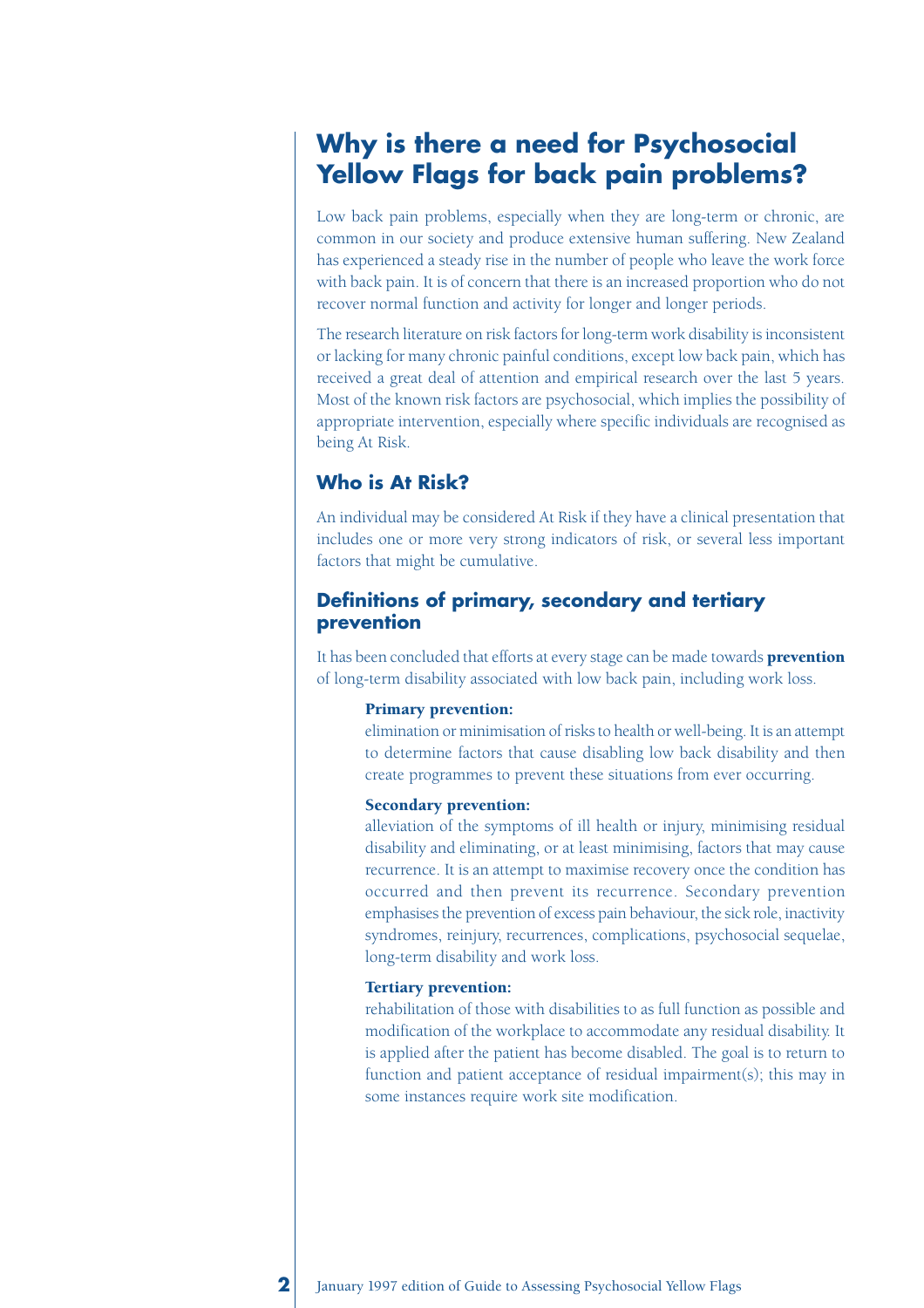# Why is there a need for Psychosocial Yellow Flags for back pain problems?

Low back pain problems, especially when they are long-term or chronic, are common in our society and produce extensive human suffering. New Zealand has experienced a steady rise in the number of people who leave the work force with back pain. It is of concern that there is an increased proportion who do not recover normal function and activity for longer and longer periods.

The research literature on risk factors for long-term work disability is inconsistent or lacking for many chronic painful conditions, except low back pain, which has received a great deal of attention and empirical research over the last 5 years. Most of the known risk factors are psychosocial, which implies the possibility of appropriate intervention, especially where specific individuals are recognised as being At Risk.

## Who is At Risk?

An individual may be considered At Risk if they have a clinical presentation that includes one or more very strong indicators of risk, or several less important factors that might be cumulative.

## Definitions of primary, secondary and tertiary prevention

It has been concluded that efforts at every stage can be made towards **prevention** of long-term disability associated with low back pain, including work loss.

**Primary prevention:**
elimination or minimisation of risks to health or well-being. It is an attempt to determine factors that cause disabling low back disability and then create programmes to prevent these situations from ever occurring.

**Secondary prevention:**
alleviation of the symptoms of ill health or injury, minimising residual disability and eliminating, or at least minimising, factors that may cause recurrence. It is an attempt to maximise recovery once the condition has occurred and then prevent its recurrence. Secondary prevention emphasises the prevention of excess pain behaviour, the sick role, inactivity syndromes, reinjury, recurrences, complications, psychosocial sequelae, long-term disability and work loss.

**Tertiary prevention:**
rehabilitation of those with disabilities to as full function as possible and modification of the workplace to accommodate any residual disability. It is applied after the patient has become disabled. The goal is to return to function and patient acceptance of residual impairment(s); this may in some instances require work site modification.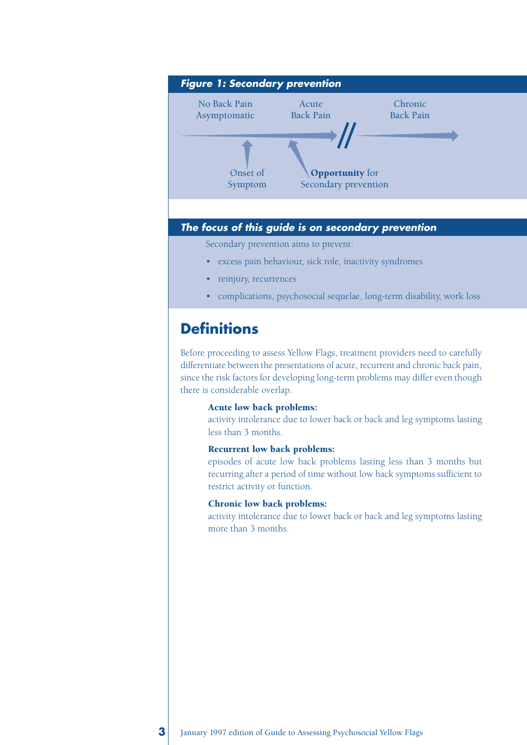**Figure 1: Secondary prevention**

No Back Pain Asymptomatic — Acute Back Pain — // — Chronic Back Pain

Onset of Symptom

**Opportunity** for Secondary prevention

### The focus of this guide is on secondary prevention

Secondary prevention aims to prevent:

- excess pain behaviour, sick role, inactivity syndromes
- reinjury, recurrences
- complications, psychosocial sequelae, long-term disability, work loss

## Definitions

Before proceeding to assess Yellow Flags, treatment providers need to carefully differentiate between the presentations of acute, recurrent and chronic back pain, since the risk factors for developing long-term problems may differ even though there is considerable overlap.

**Acute low back problems:**
activity intolerance due to lower back or back and leg symptoms lasting less than 3 months.

**Recurrent low back problems:**
episodes of acute low back problems lasting less than 3 months but recurring after a period of time without low back symptoms sufficient to restrict activity or function.

**Chronic low back problems:**
activity intolerance due to lower back or back and leg symptoms lasting more than 3 months.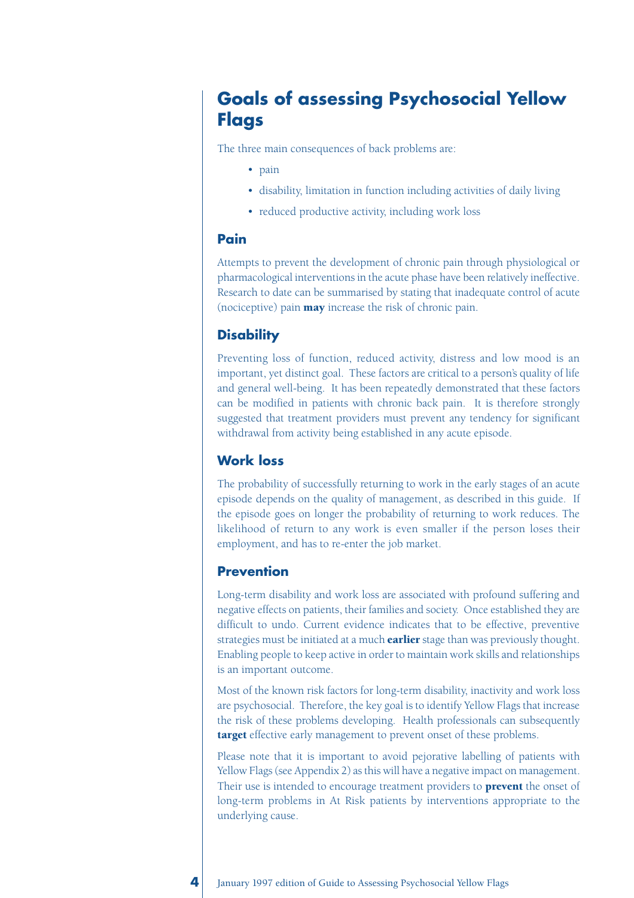# Goals of assessing Psychosocial Yellow Flags

The three main consequences of back problems are:

- pain
- disability, limitation in function including activities of daily living
- reduced productive activity, including work loss

## Pain

Attempts to prevent the development of chronic pain through physiological or pharmacological interventions in the acute phase have been relatively ineffective. Research to date can be summarised by stating that inadequate control of acute (nociceptive) pain **may** increase the risk of chronic pain.

## Disability

Preventing loss of function, reduced activity, distress and low mood is an important, yet distinct goal. These factors are critical to a person's quality of life and general well-being. It has been repeatedly demonstrated that these factors can be modified in patients with chronic back pain. It is therefore strongly suggested that treatment providers must prevent any tendency for significant withdrawal from activity being established in any acute episode.

## Work loss

The probability of successfully returning to work in the early stages of an acute episode depends on the quality of management, as described in this guide. If the episode goes on longer the probability of returning to work reduces. The likelihood of return to any work is even smaller if the person loses their employment, and has to re-enter the job market.

## Prevention

Long-term disability and work loss are associated with profound suffering and negative effects on patients, their families and society. Once established they are difficult to undo. Current evidence indicates that to be effective, preventive strategies must be initiated at a much **earlier** stage than was previously thought. Enabling people to keep active in order to maintain work skills and relationships is an important outcome.

Most of the known risk factors for long-term disability, inactivity and work loss are psychosocial. Therefore, the key goal is to identify Yellow Flags that increase the risk of these problems developing. Health professionals can subsequently **target** effective early management to prevent onset of these problems.

Please note that it is important to avoid pejorative labelling of patients with Yellow Flags (see Appendix 2) as this will have a negative impact on management. Their use is intended to encourage treatment providers to **prevent** the onset of long-term problems in At Risk patients by interventions appropriate to the underlying cause.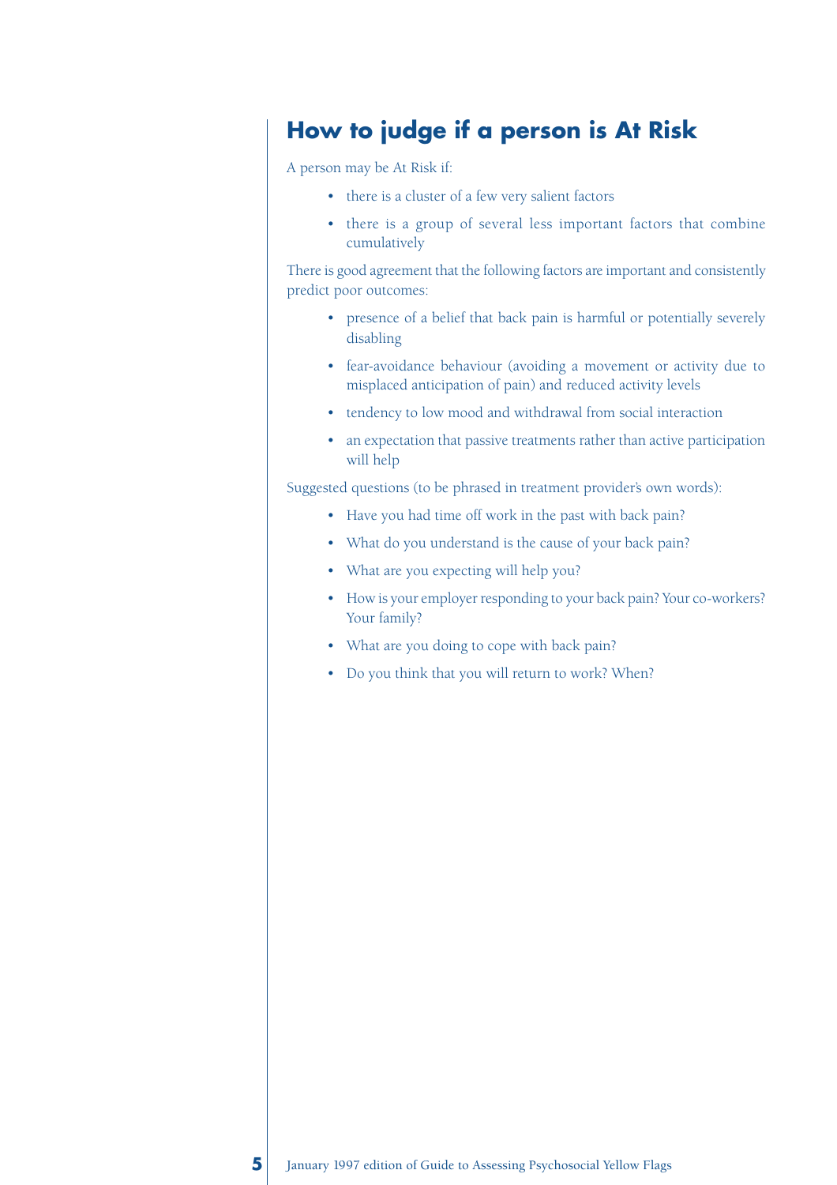## How to judge if a person is At Risk

A person may be At Risk if:

- there is a cluster of a few very salient factors
- there is a group of several less important factors that combine cumulatively

There is good agreement that the following factors are important and consistently predict poor outcomes:

- presence of a belief that back pain is harmful or potentially severely disabling
- fear-avoidance behaviour (avoiding a movement or activity due to misplaced anticipation of pain) and reduced activity levels
- tendency to low mood and withdrawal from social interaction
- an expectation that passive treatments rather than active participation will help

Suggested questions (to be phrased in treatment provider's own words):

- Have you had time off work in the past with back pain?
- What do you understand is the cause of your back pain?
- What are you expecting will help you?
- How is your employer responding to your back pain? Your co-workers? Your family?
- What are you doing to cope with back pain?
- Do you think that you will return to work? When?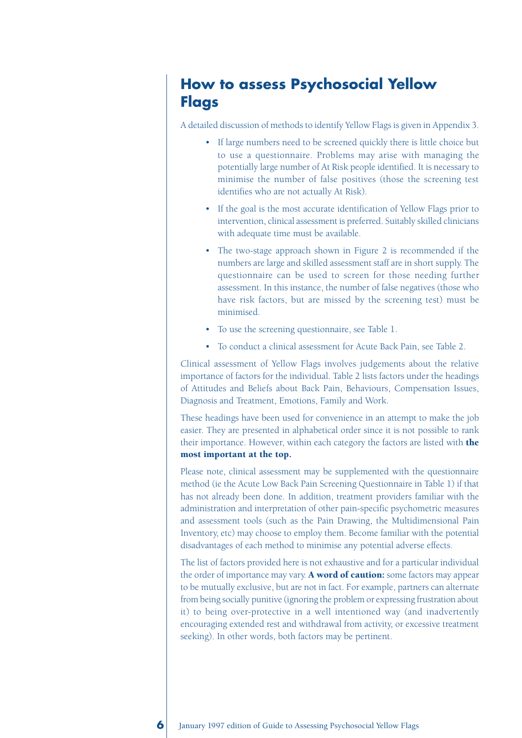# How to assess Psychosocial Yellow Flags

A detailed discussion of methods to identify Yellow Flags is given in Appendix 3.

- If large numbers need to be screened quickly there is little choice but to use a questionnaire. Problems may arise with managing the potentially large number of At Risk people identified. It is necessary to minimise the number of false positives (those the screening test identifies who are not actually At Risk).
- If the goal is the most accurate identification of Yellow Flags prior to intervention, clinical assessment is preferred. Suitably skilled clinicians with adequate time must be available.
- The two-stage approach shown in Figure 2 is recommended if the numbers are large and skilled assessment staff are in short supply. The questionnaire can be used to screen for those needing further assessment. In this instance, the number of false negatives (those who have risk factors, but are missed by the screening test) must be minimised.
- To use the screening questionnaire, see Table 1.
- To conduct a clinical assessment for Acute Back Pain, see Table 2.

Clinical assessment of Yellow Flags involves judgements about the relative importance of factors for the individual. Table 2 lists factors under the headings of Attitudes and Beliefs about Back Pain, Behaviours, Compensation Issues, Diagnosis and Treatment, Emotions, Family and Work.

These headings have been used for convenience in an attempt to make the job easier. They are presented in alphabetical order since it is not possible to rank their importance. However, within each category the factors are listed with **the most important at the top.**

Please note, clinical assessment may be supplemented with the questionnaire method (ie the Acute Low Back Pain Screening Questionnaire in Table 1) if that has not already been done. In addition, treatment providers familiar with the administration and interpretation of other pain-specific psychometric measures and assessment tools (such as the Pain Drawing, the Multidimensional Pain Inventory, etc) may choose to employ them. Become familiar with the potential disadvantages of each method to minimise any potential adverse effects.

The list of factors provided here is not exhaustive and for a particular individual the order of importance may vary. **A word of caution:** some factors may appear to be mutually exclusive, but are not in fact. For example, partners can alternate from being socially punitive (ignoring the problem or expressing frustration about it) to being over-protective in a well intentioned way (and inadvertently encouraging extended rest and withdrawal from activity, or excessive treatment seeking). In other words, both factors may be pertinent.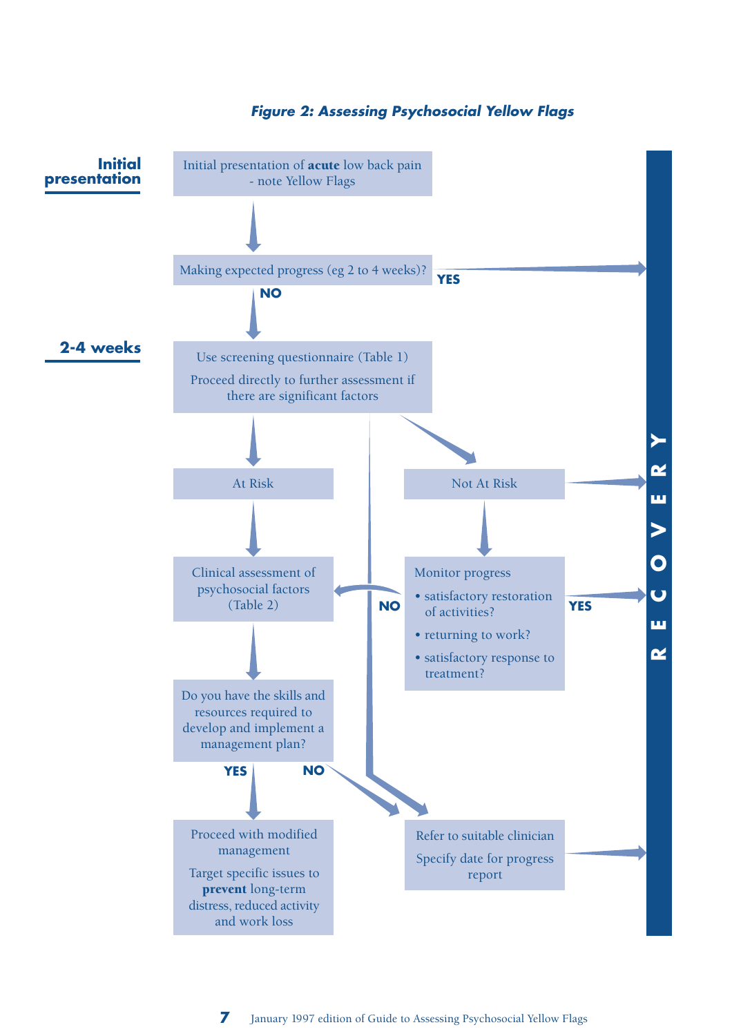*Figure 2: Assessing Psychosocial Yellow Flags*

**Initial presentation**

Initial presentation of **acute** low back pain - note Yellow Flags

Making expected progress (eg 2 to 4 weeks)? — **YES** → RECOVERY

**NO**

**2-4 weeks**

Use screening questionnaire (Table 1)

Proceed directly to further assessment if there are significant factors

At Risk

Not At Risk → RECOVERY

Clinical assessment of psychosocial factors (Table 2)

Monitor progress

- satisfactory restoration of activities?
- returning to work?
- satisfactory response to treatment?

**YES** → RECOVERY

**NO** → Clinical assessment of psychosocial factors (Table 2)

Do you have the skills and resources required to develop and implement a management plan?

**YES** → Proceed with modified management

Target specific issues to **prevent** long-term distress, reduced activity and work loss

**NO** → Refer to suitable clinician

Specify date for progress report → RECOVERY

**RECOVERY**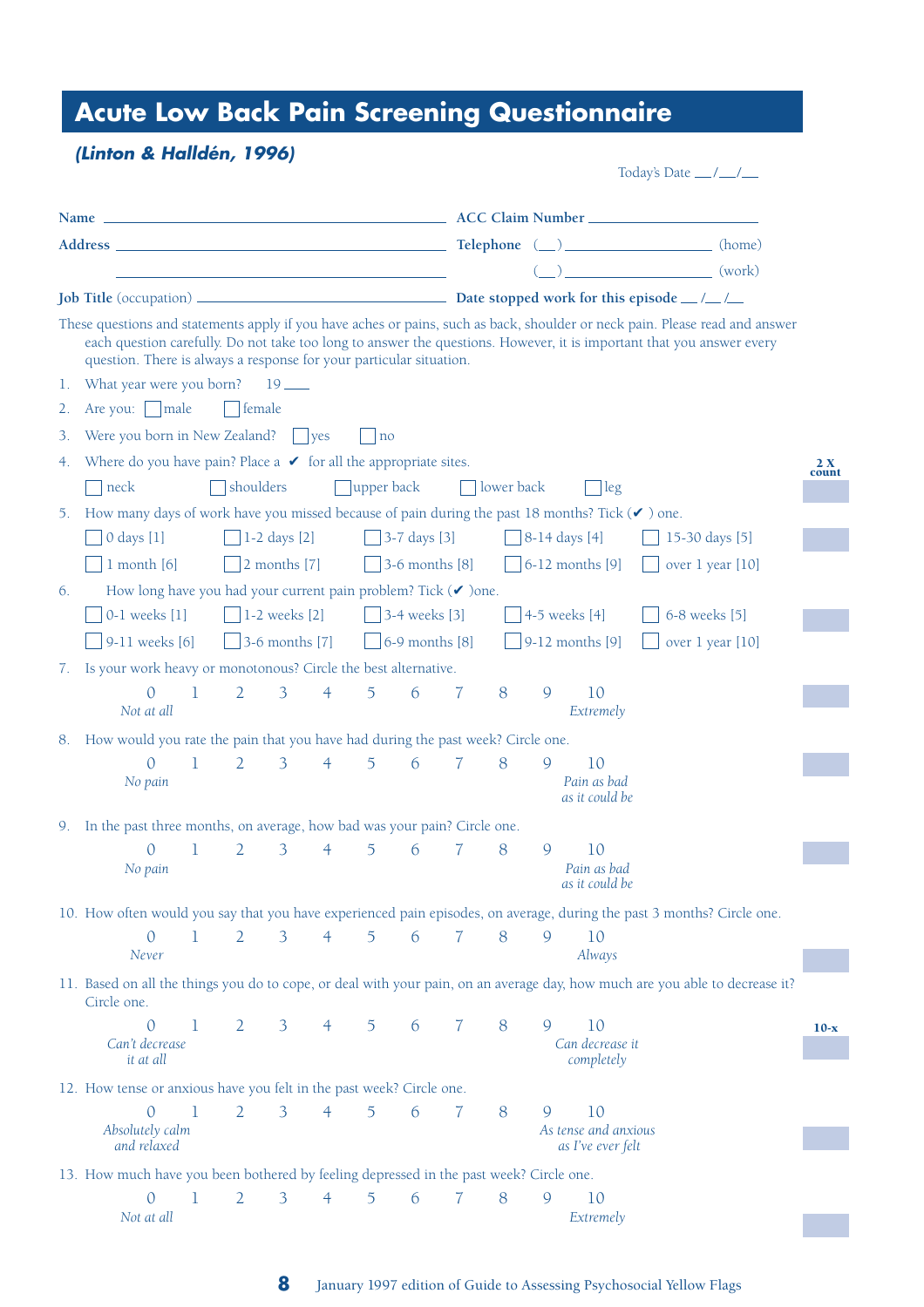# Acute Low Back Pain Screening Questionnaire

***(Linton & Halldén, 1996)***

Today's Date \_\_/\_\_/\_\_

**Name** \_\_\_\_\_\_\_\_\_\_\_\_\_\_\_\_\_\_\_\_\_\_\_\_ **ACC Claim Number** \_\_\_\_\_\_\_\_\_\_\_\_\_\_\_\_

**Address** \_\_\_\_\_\_\_\_\_\_\_\_\_\_\_\_\_\_\_\_\_\_\_\_ **Telephone** (\_\_)\_\_\_\_\_\_\_\_\_\_\_\_ (home)

(\_\_)\_\_\_\_\_\_\_\_\_\_\_\_ (work)

**Job Title** (occupation) \_\_\_\_\_\_\_\_\_\_\_\_\_\_\_\_\_\_\_\_\_\_\_\_ **Date stopped work for this episode** \_\_/\_\_/\_\_

These questions and statements apply if you have aches or pains, such as back, shoulder or neck pain. Please read and answer each question carefully. Do not take too long to answer the questions. However, it is important that you answer every question. There is always a response for your particular situation.

1. What year were you born? 19\_\_\_
2. Are you: ☐ male ☐ female
3. Were you born in New Zealand? ☐ yes ☐ no
4. Where do you have pain? Place a ✔ for all the appropriate sites. **2 X count**

   ☐ neck ☐ shoulders ☐ upper back ☐ lower back ☐ leg
5. How many days of work have you missed because of pain during the past 18 months? Tick (✔) one.

   ☐ 0 days [1] ☐ 1-2 days [2] ☐ 3-7 days [3] ☐ 8-14 days [4] ☐ 15-30 days [5]

   ☐ 1 month [6] ☐ 2 months [7] ☐ 3-6 months [8] ☐ 6-12 months [9] ☐ over 1 year [10]
6. How long have you had your current pain problem? Tick (✔) one.

   ☐ 0-1 weeks [1] ☐ 1-2 weeks [2] ☐ 3-4 weeks [3] ☐ 4-5 weeks [4] ☐ 6-8 weeks [5]

   ☐ 9-11 weeks [6] ☐ 3-6 months [7] ☐ 6-9 months [8] ☐ 9-12 months [9] ☐ over 1 year [10]
7. Is your work heavy or monotonous? Circle the best alternative.

   0 1 2 3 4 5 6 7 8 9 10

   *Not at all* ... *Extremely*
8. How would you rate the pain that you have had during the past week? Circle one.

   0 1 2 3 4 5 6 7 8 9 10

   *No pain* ... *Pain as bad as it could be*
9. In the past three months, on average, how bad was your pain? Circle one.

   0 1 2 3 4 5 6 7 8 9 10

   *No pain* ... *Pain as bad as it could be*
10. How often would you say that you have experienced pain episodes, on average, during the past 3 months? Circle one.

    0 1 2 3 4 5 6 7 8 9 10

    *Never* ... *Always*
11. Based on all the things you do to cope, or deal with your pain, on an average day, how much are you able to decrease it? Circle one. **10-x**

    0 1 2 3 4 5 6 7 8 9 10

    *Can't decrease it at all* ... *Can decrease it completely*
12. How tense or anxious have you felt in the past week? Circle one.

    0 1 2 3 4 5 6 7 8 9 10

    *Absolutely calm and relaxed* ... *As tense and anxious as I've ever felt*
13. How much have you been bothered by feeling depressed in the past week? Circle one.

    0 1 2 3 4 5 6 7 8 9 10

    *Not at all* ... *Extremely*

January 1997 edition of Guide to Assessing Psychosocial Yellow Flags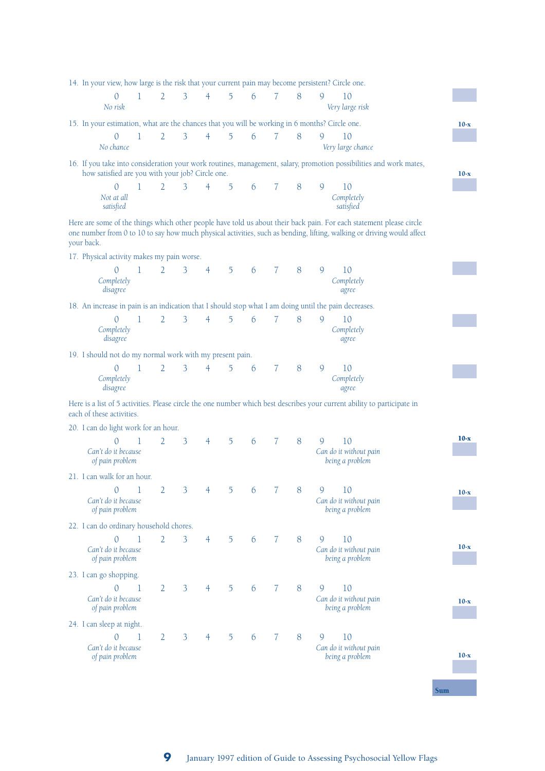14. In your view, how large is the risk that your current pain may become persistent? Circle one.

| 0 | 1 | 2 | 3 | 4 | 5 | 6 | 7 | 8 | 9 | 10 |
|---|---|---|---|---|---|---|---|---|---|---|
| *No risk* | | | | | | | | | | *Very large risk* |

15. In your estimation, what are the chances that you will be working in 6 months? Circle one.

| 0 | 1 | 2 | 3 | 4 | 5 | 6 | 7 | 8 | 9 | 10 |
|---|---|---|---|---|---|---|---|---|---|---|
| *No chance* | | | | | | | | | | *Very large chance* |

**10-x**

16. If you take into consideration your work routines, management, salary, promotion possibilities and work mates, how satisfied are you with your job? Circle one.

| 0 | 1 | 2 | 3 | 4 | 5 | 6 | 7 | 8 | 9 | 10 |
|---|---|---|---|---|---|---|---|---|---|---|
| *Not at all satisfied* | | | | | | | | | | *Completely satisfied* |

**10-x**

Here are some of the things which other people have told us about their back pain. For each statement please circle one number from 0 to 10 to say how much physical activities, such as bending, lifting, walking or driving would affect your back.

17. Physical activity makes my pain worse.

| 0 | 1 | 2 | 3 | 4 | 5 | 6 | 7 | 8 | 9 | 10 |
|---|---|---|---|---|---|---|---|---|---|---|
| *Completely disagree* | | | | | | | | | | *Completely agree* |

18. An increase in pain is an indication that I should stop what I am doing until the pain decreases.

| 0 | 1 | 2 | 3 | 4 | 5 | 6 | 7 | 8 | 9 | 10 |
|---|---|---|---|---|---|---|---|---|---|---|
| *Completely disagree* | | | | | | | | | | *Completely agree* |

19. I should not do my normal work with my present pain.

| 0 | 1 | 2 | 3 | 4 | 5 | 6 | 7 | 8 | 9 | 10 |
|---|---|---|---|---|---|---|---|---|---|---|
| *Completely disagree* | | | | | | | | | | *Completely agree* |

Here is a list of 5 activities. Please circle the one number which best describes your current ability to participate in each of these activities.

20. I can do light work for an hour.

| 0 | 1 | 2 | 3 | 4 | 5 | 6 | 7 | 8 | 9 | 10 |
|---|---|---|---|---|---|---|---|---|---|---|
| *Can't do it because of pain problem* | | | | | | | | | | *Can do it without pain being a problem* |

**10-x**

21. I can walk for an hour.

| 0 | 1 | 2 | 3 | 4 | 5 | 6 | 7 | 8 | 9 | 10 |
|---|---|---|---|---|---|---|---|---|---|---|
| *Can't do it because of pain problem* | | | | | | | | | | *Can do it without pain being a problem* |

**10-x**

22. I can do ordinary household chores.

| 0 | 1 | 2 | 3 | 4 | 5 | 6 | 7 | 8 | 9 | 10 |
|---|---|---|---|---|---|---|---|---|---|---|
| *Can't do it because of pain problem* | | | | | | | | | | *Can do it without pain being a problem* |

**10-x**

23. I can go shopping.

| 0 | 1 | 2 | 3 | 4 | 5 | 6 | 7 | 8 | 9 | 10 |
|---|---|---|---|---|---|---|---|---|---|---|
| *Can't do it because of pain problem* | | | | | | | | | | *Can do it without pain being a problem* |

**10-x**

24. I can sleep at night.

| 0 | 1 | 2 | 3 | 4 | 5 | 6 | 7 | 8 | 9 | 10 |
|---|---|---|---|---|---|---|---|---|---|---|
| *Can't do it because of pain problem* | | | | | | | | | | *Can do it without pain being a problem* |

**10-x**

**Sum**

January 1997 edition of Guide to Assessing Psychosocial Yellow Flags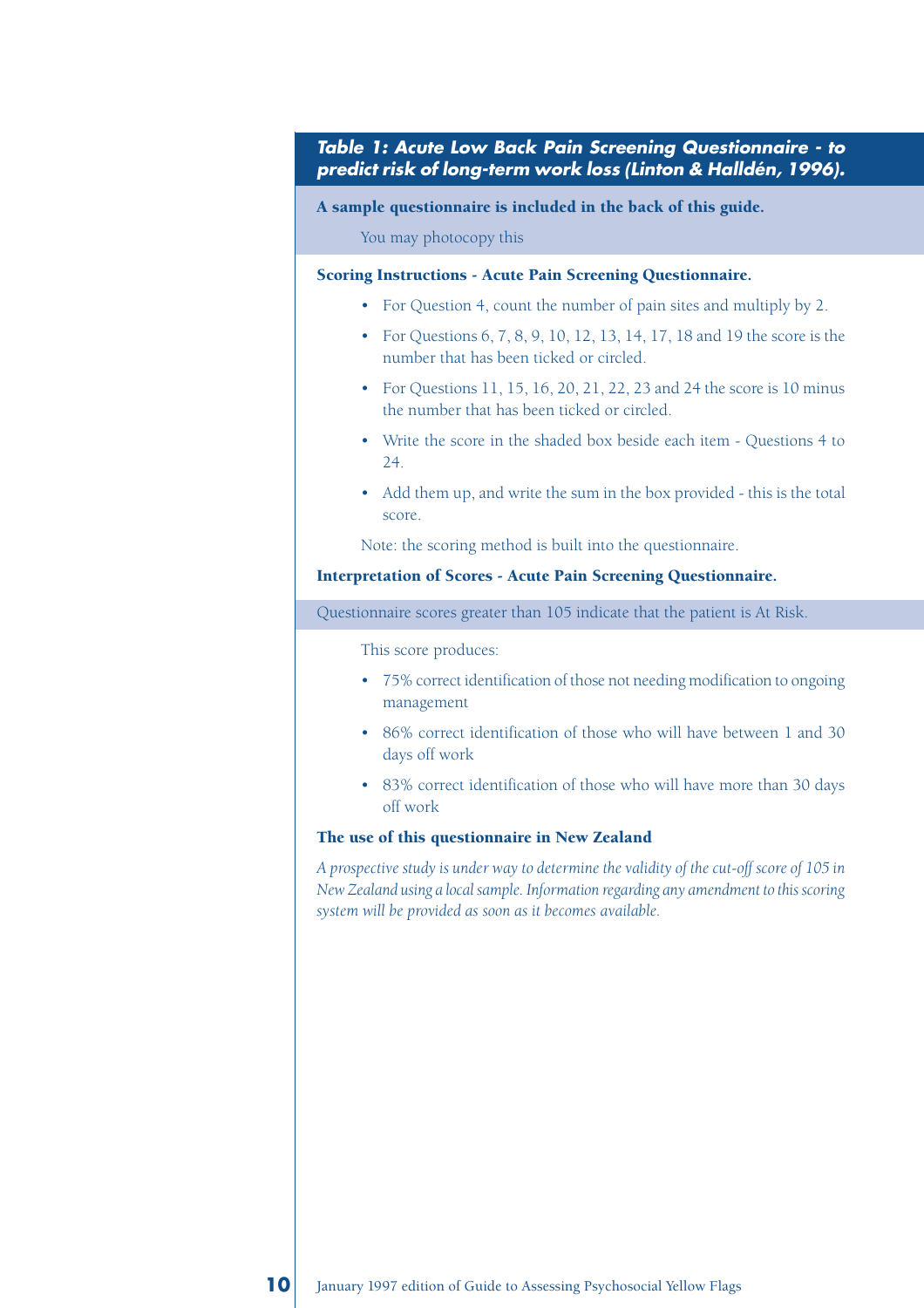### *Table 1: Acute Low Back Pain Screening Questionnaire - to predict risk of long-term work loss (Linton & Halldén, 1996).*

**A sample questionnaire is included in the back of this guide.**

You may photocopy this

**Scoring Instructions - Acute Pain Screening Questionnaire.**

- For Question 4, count the number of pain sites and multiply by 2.
- For Questions 6, 7, 8, 9, 10, 12, 13, 14, 17, 18 and 19 the score is the number that has been ticked or circled.
- For Questions 11, 15, 16, 20, 21, 22, 23 and 24 the score is 10 minus the number that has been ticked or circled.
- Write the score in the shaded box beside each item - Questions 4 to 24.
- Add them up, and write the sum in the box provided - this is the total score.

Note: the scoring method is built into the questionnaire.

**Interpretation of Scores - Acute Pain Screening Questionnaire.**

Questionnaire scores greater than 105 indicate that the patient is At Risk.

This score produces:

- 75% correct identification of those not needing modification to ongoing management
- 86% correct identification of those who will have between 1 and 30 days off work
- 83% correct identification of those who will have more than 30 days off work

**The use of this questionnaire in New Zealand**

*A prospective study is under way to determine the validity of the cut-off score of 105 in New Zealand using a local sample. Information regarding any amendment to this scoring system will be provided as soon as it becomes available.*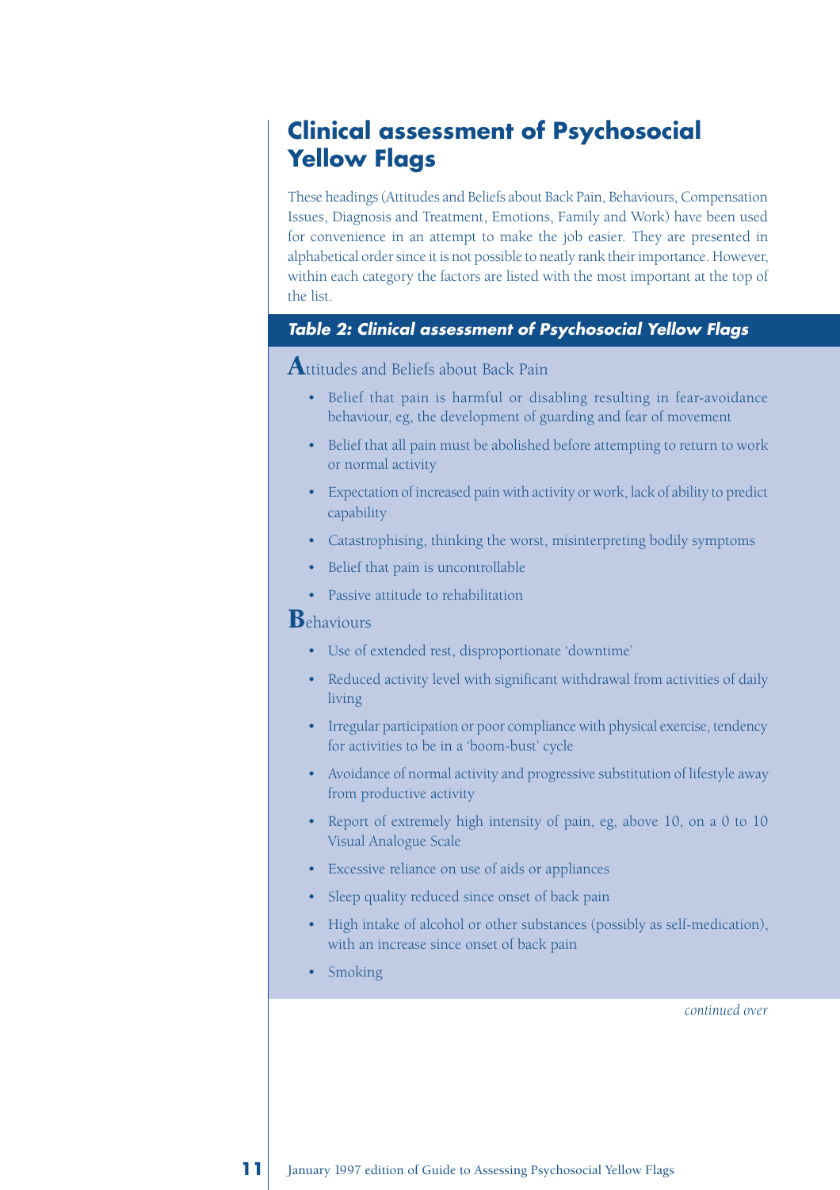# Clinical assessment of Psychosocial Yellow Flags

These headings (Attitudes and Beliefs about Back Pain, Behaviours, Compensation Issues, Diagnosis and Treatment, Emotions, Family and Work) have been used for convenience in an attempt to make the job easier. They are presented in alphabetical order since it is not possible to neatly rank their importance. However, within each category the factors are listed with the most important at the top of the list.

### *Table 2: Clinical assessment of Psychosocial Yellow Flags*

**A**ttitudes and Beliefs about Back Pain

- Belief that pain is harmful or disabling resulting in fear-avoidance behaviour, eg, the development of guarding and fear of movement
- Belief that all pain must be abolished before attempting to return to work or normal activity
- Expectation of increased pain with activity or work, lack of ability to predict capability
- Catastrophising, thinking the worst, misinterpreting bodily symptoms
- Belief that pain is uncontrollable
- Passive attitude to rehabilitation

**B**ehaviours

- Use of extended rest, disproportionate 'downtime'
- Reduced activity level with significant withdrawal from activities of daily living
- Irregular participation or poor compliance with physical exercise, tendency for activities to be in a 'boom-bust' cycle
- Avoidance of normal activity and progressive substitution of lifestyle away from productive activity
- Report of extremely high intensity of pain, eg, above 10, on a 0 to 10 Visual Analogue Scale
- Excessive reliance on use of aids or appliances
- Sleep quality reduced since onset of back pain
- High intake of alcohol or other substances (possibly as self-medication), with an increase since onset of back pain
- Smoking

*continued over*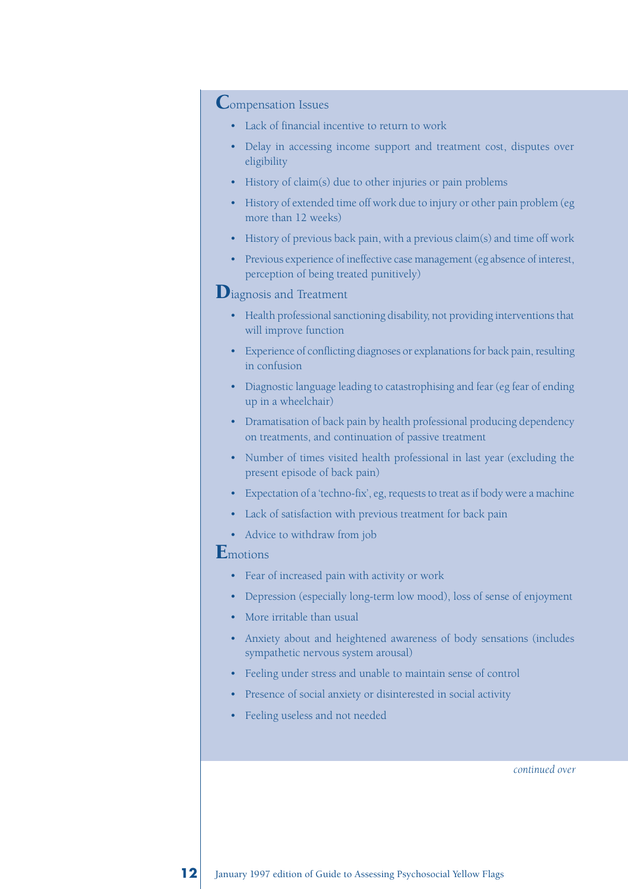## **C**ompensation Issues

- Lack of financial incentive to return to work
- Delay in accessing income support and treatment cost, disputes over eligibility
- History of claim(s) due to other injuries or pain problems
- History of extended time off work due to injury or other pain problem (eg more than 12 weeks)
- History of previous back pain, with a previous claim(s) and time off work
- Previous experience of ineffective case management (eg absence of interest, perception of being treated punitively)

## **D**iagnosis and Treatment

- Health professional sanctioning disability, not providing interventions that will improve function
- Experience of conflicting diagnoses or explanations for back pain, resulting in confusion
- Diagnostic language leading to catastrophising and fear (eg fear of ending up in a wheelchair)
- Dramatisation of back pain by health professional producing dependency on treatments, and continuation of passive treatment
- Number of times visited health professional in last year (excluding the present episode of back pain)
- Expectation of a 'techno-fix', eg, requests to treat as if body were a machine
- Lack of satisfaction with previous treatment for back pain
- Advice to withdraw from job

## **E**motions

- Fear of increased pain with activity or work
- Depression (especially long-term low mood), loss of sense of enjoyment
- More irritable than usual
- Anxiety about and heightened awareness of body sensations (includes sympathetic nervous system arousal)
- Feeling under stress and unable to maintain sense of control
- Presence of social anxiety or disinterested in social activity
- Feeling useless and not needed

*continued over*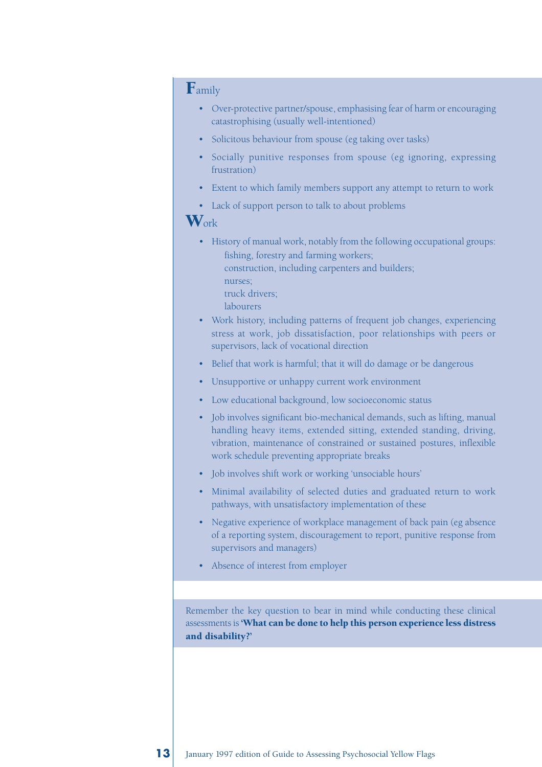## Family

- Over-protective partner/spouse, emphasising fear of harm or encouraging catastrophising (usually well-intentioned)
- Solicitous behaviour from spouse (eg taking over tasks)
- Socially punitive responses from spouse (eg ignoring, expressing frustration)
- Extent to which family members support any attempt to return to work
- Lack of support person to talk to about problems

## Work

- History of manual work, notably from the following occupational groups:
  - fishing, forestry and farming workers;
  - construction, including carpenters and builders;
  - nurses;
  - truck drivers;
  - labourers
- Work history, including patterns of frequent job changes, experiencing stress at work, job dissatisfaction, poor relationships with peers or supervisors, lack of vocational direction
- Belief that work is harmful; that it will do damage or be dangerous
- Unsupportive or unhappy current work environment
- Low educational background, low socioeconomic status
- Job involves significant bio-mechanical demands, such as lifting, manual handling heavy items, extended sitting, extended standing, driving, vibration, maintenance of constrained or sustained postures, inflexible work schedule preventing appropriate breaks
- Job involves shift work or working 'unsociable hours'
- Minimal availability of selected duties and graduated return to work pathways, with unsatisfactory implementation of these
- Negative experience of workplace management of back pain (eg absence of a reporting system, discouragement to report, punitive response from supervisors and managers)
- Absence of interest from employer

Remember the key question to bear in mind while conducting these clinical assessments is **'What can be done to help this person experience less distress and disability?'**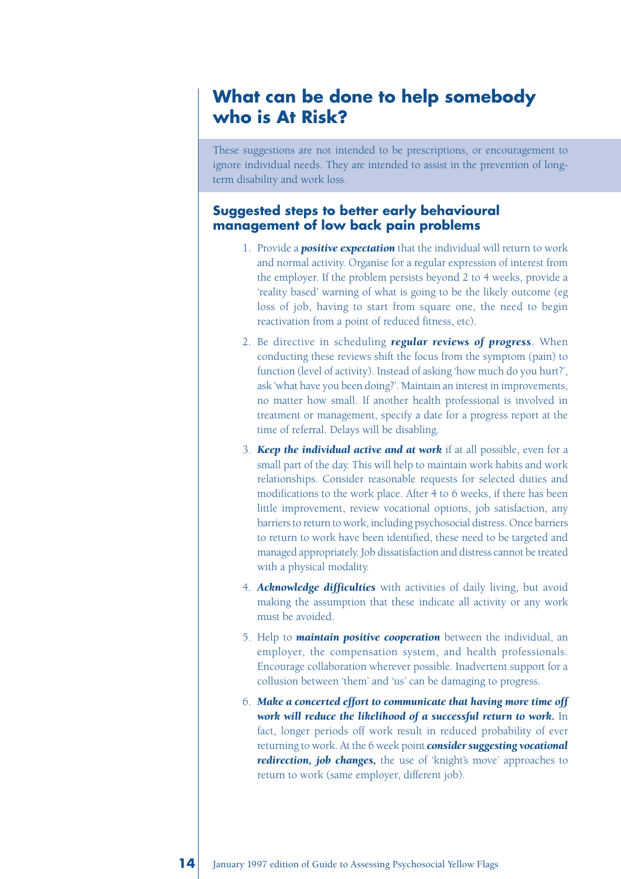# What can be done to help somebody who is At Risk?

These suggestions are not intended to be prescriptions, or encouragement to ignore individual needs. They are intended to assist in the prevention of long-term disability and work loss.

## Suggested steps to better early behavioural management of low back pain problems

1. Provide a ***positive expectation*** that the individual will return to work and normal activity. Organise for a regular expression of interest from the employer. If the problem persists beyond 2 to 4 weeks, provide a 'reality based' warning of what is going to be the likely outcome (eg loss of job, having to start from square one, the need to begin reactivation from a point of reduced fitness, etc).

2. Be directive in scheduling ***regular reviews of progress***. When conducting these reviews shift the focus from the symptom (pain) to function (level of activity). Instead of asking 'how much do you hurt?', ask 'what have you been doing?'. Maintain an interest in improvements, no matter how small. If another health professional is involved in treatment or management, specify a date for a progress report at the time of referral. Delays will be disabling.

3. ***Keep the individual active and at work*** if at all possible, even for a small part of the day. This will help to maintain work habits and work relationships. Consider reasonable requests for selected duties and modifications to the work place. After 4 to 6 weeks, if there has been little improvement, review vocational options, job satisfaction, any barriers to return to work, including psychosocial distress. Once barriers to return to work have been identified, these need to be targeted and managed appropriately. Job dissatisfaction and distress cannot be treated with a physical modality.

4. ***Acknowledge difficulties*** with activities of daily living, but avoid making the assumption that these indicate all activity or any work must be avoided.

5. Help to ***maintain positive cooperation*** between the individual, an employer, the compensation system, and health professionals. Encourage collaboration wherever possible. Inadvertent support for a collusion between 'them' and 'us' can be damaging to progress.

6. ***Make a concerted effort to communicate that having more time off work will reduce the likelihood of a successful return to work.*** In fact, longer periods off work result in reduced probability of ever returning to work. At the 6 week point ***consider suggesting vocational redirection, job changes,*** the use of 'knight's move' approaches to return to work (same employer, different job).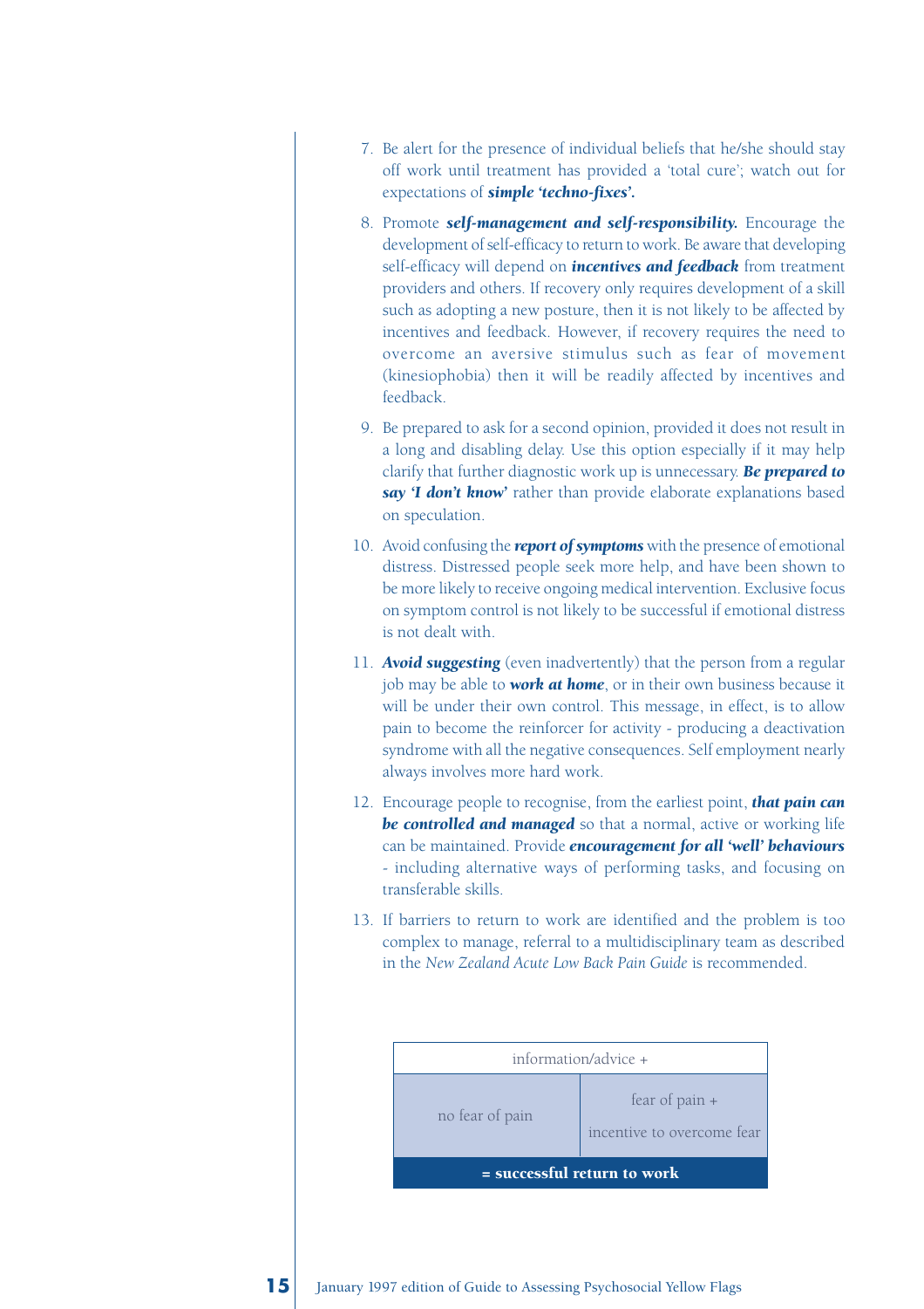7. Be alert for the presence of individual beliefs that he/she should stay off work until treatment has provided a 'total cure'; watch out for expectations of ***simple 'techno-fixes'.***

8. Promote ***self-management and self-responsibility.*** Encourage the development of self-efficacy to return to work. Be aware that developing self-efficacy will depend on ***incentives and feedback*** from treatment providers and others. If recovery only requires development of a skill such as adopting a new posture, then it is not likely to be affected by incentives and feedback. However, if recovery requires the need to overcome an aversive stimulus such as fear of movement (kinesiophobia) then it will be readily affected by incentives and feedback.

9. Be prepared to ask for a second opinion, provided it does not result in a long and disabling delay. Use this option especially if it may help clarify that further diagnostic work up is unnecessary. ***Be prepared to say 'I don't know'*** rather than provide elaborate explanations based on speculation.

10. Avoid confusing the ***report of symptoms*** with the presence of emotional distress. Distressed people seek more help, and have been shown to be more likely to receive ongoing medical intervention. Exclusive focus on symptom control is not likely to be successful if emotional distress is not dealt with.

11. ***Avoid suggesting*** (even inadvertently) that the person from a regular job may be able to ***work at home***, or in their own business because it will be under their own control. This message, in effect, is to allow pain to become the reinforcer for activity - producing a deactivation syndrome with all the negative consequences. Self employment nearly always involves more hard work.

12. Encourage people to recognise, from the earliest point, ***that pain can be controlled and managed*** so that a normal, active or working life can be maintained. Provide ***encouragement for all 'well' behaviours*** - including alternative ways of performing tasks, and focusing on transferable skills.

13. If barriers to return to work are identified and the problem is too complex to manage, referral to a multidisciplinary team as described in the *New Zealand Acute Low Back Pain Guide* is recommended.

| information/advice + | |
|---|---|
| no fear of pain | fear of pain + incentive to overcome fear |
| **= successful return to work** | |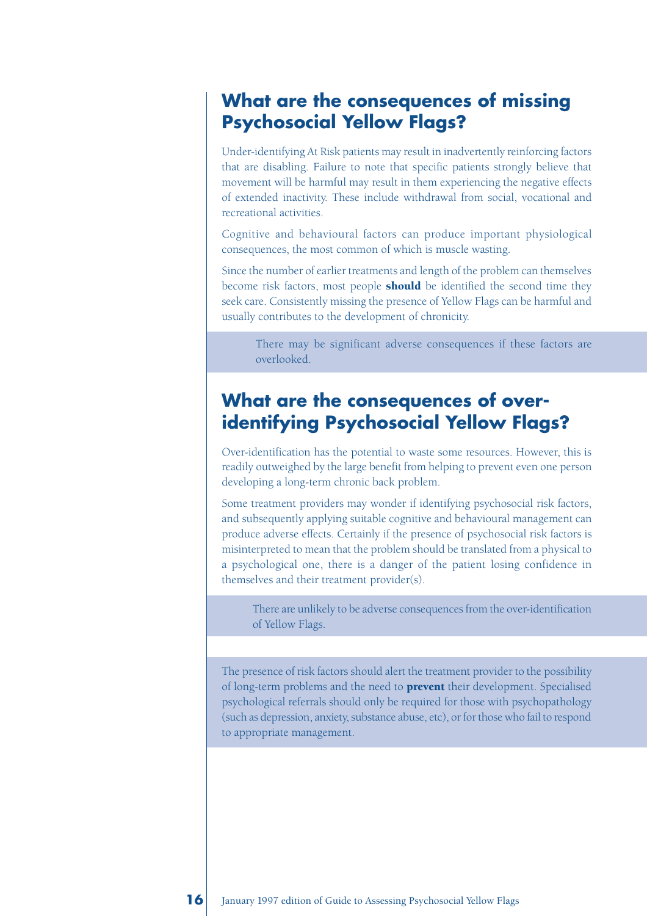## What are the consequences of missing Psychosocial Yellow Flags?

Under-identifying At Risk patients may result in inadvertently reinforcing factors that are disabling. Failure to note that specific patients strongly believe that movement will be harmful may result in them experiencing the negative effects of extended inactivity. These include withdrawal from social, vocational and recreational activities.

Cognitive and behavioural factors can produce important physiological consequences, the most common of which is muscle wasting.

Since the number of earlier treatments and length of the problem can themselves become risk factors, most people **should** be identified the second time they seek care. Consistently missing the presence of Yellow Flags can be harmful and usually contributes to the development of chronicity.

> There may be significant adverse consequences if these factors are overlooked.

## What are the consequences of over-identifying Psychosocial Yellow Flags?

Over-identification has the potential to waste some resources. However, this is readily outweighed by the large benefit from helping to prevent even one person developing a long-term chronic back problem.

Some treatment providers may wonder if identifying psychosocial risk factors, and subsequently applying suitable cognitive and behavioural management can produce adverse effects. Certainly if the presence of psychosocial risk factors is misinterpreted to mean that the problem should be translated from a physical to a psychological one, there is a danger of the patient losing confidence in themselves and their treatment provider(s).

> There are unlikely to be adverse consequences from the over-identification of Yellow Flags.

> The presence of risk factors should alert the treatment provider to the possibility of long-term problems and the need to **prevent** their development. Specialised psychological referrals should only be required for those with psychopathology (such as depression, anxiety, substance abuse, etc), or for those who fail to respond to appropriate management.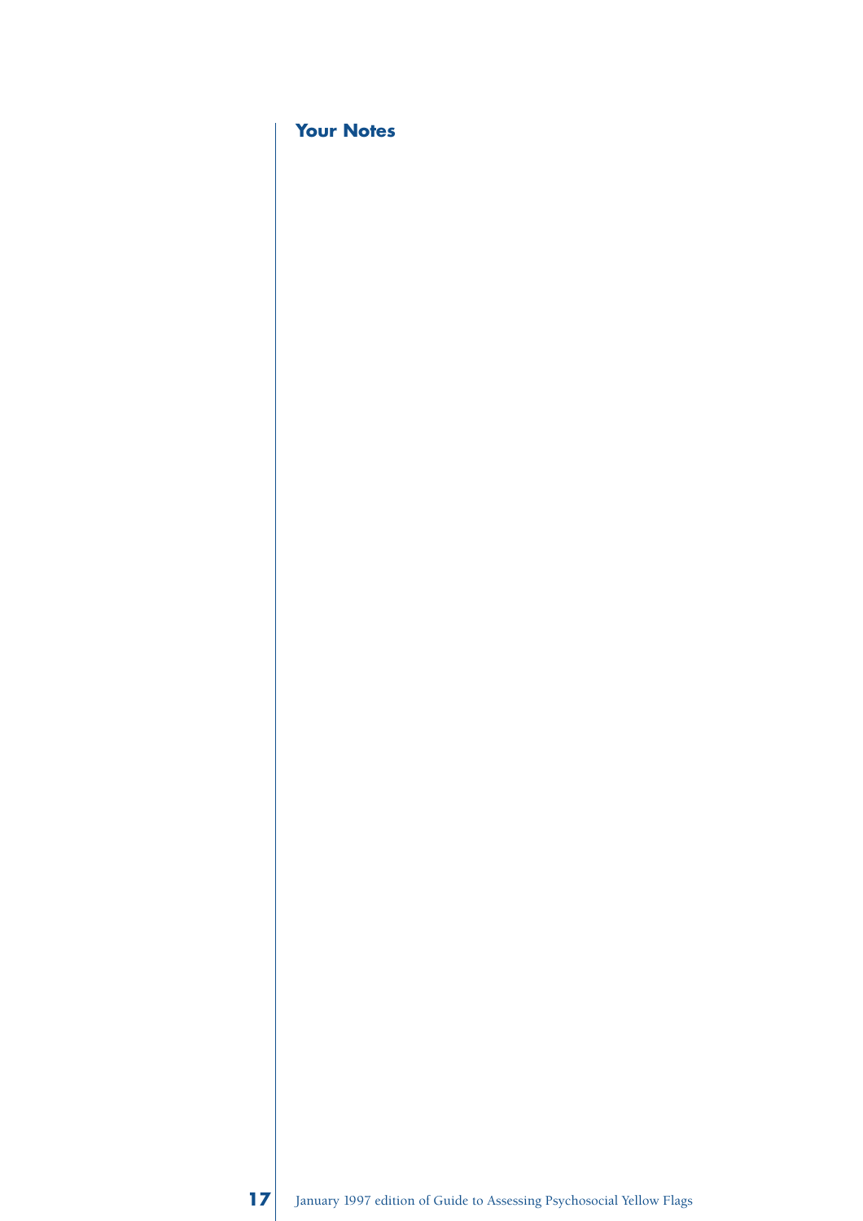## Your Notes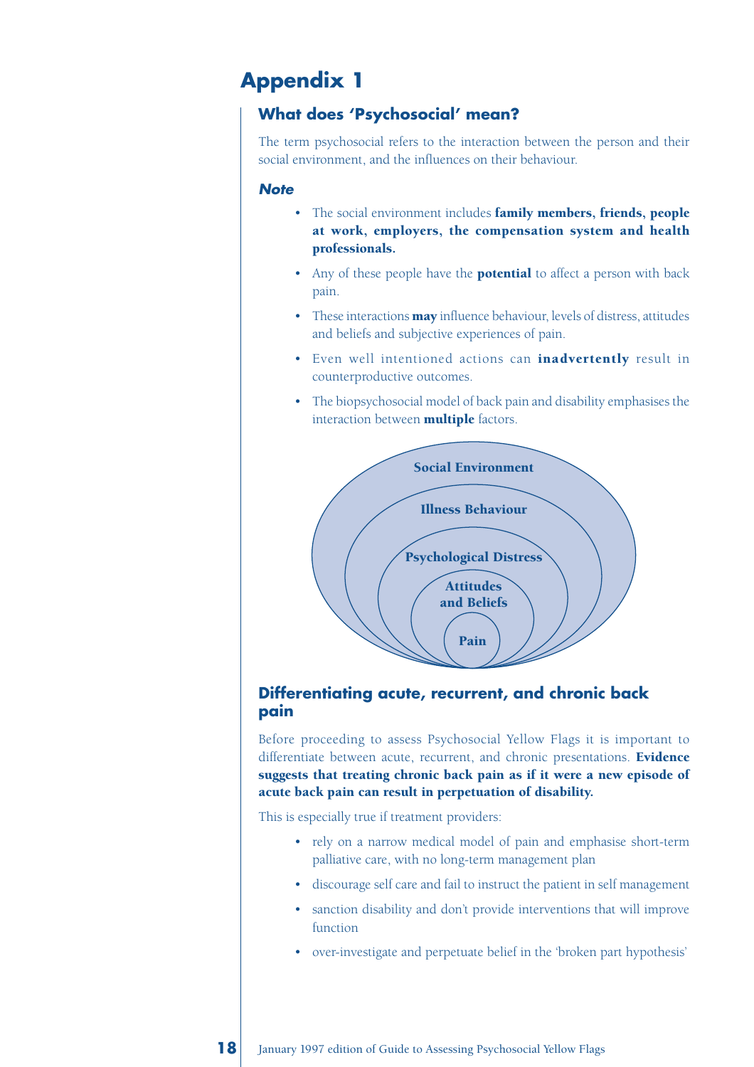# Appendix 1

## What does 'Psychosocial' mean?

The term psychosocial refers to the interaction between the person and their social environment, and the influences on their behaviour.

### *Note*

- The social environment includes **family members, friends, people at work, employers, the compensation system and health professionals.**
- Any of these people have the **potential** to affect a person with back pain.
- These interactions **may** influence behaviour, levels of distress, attitudes and beliefs and subjective experiences of pain.
- Even well intentioned actions can **inadvertently** result in counterproductive outcomes.
- The biopsychosocial model of back pain and disability emphasises the interaction between **multiple** factors.

Social Environment

Illness Behaviour

Psychological Distress

Attitudes and Beliefs

Pain

## Differentiating acute, recurrent, and chronic back pain

Before proceeding to assess Psychosocial Yellow Flags it is important to differentiate between acute, recurrent, and chronic presentations. **Evidence suggests that treating chronic back pain as if it were a new episode of acute back pain can result in perpetuation of disability.**

This is especially true if treatment providers:

- rely on a narrow medical model of pain and emphasise short-term palliative care, with no long-term management plan
- discourage self care and fail to instruct the patient in self management
- sanction disability and don't provide interventions that will improve function
- over-investigate and perpetuate belief in the 'broken part hypothesis'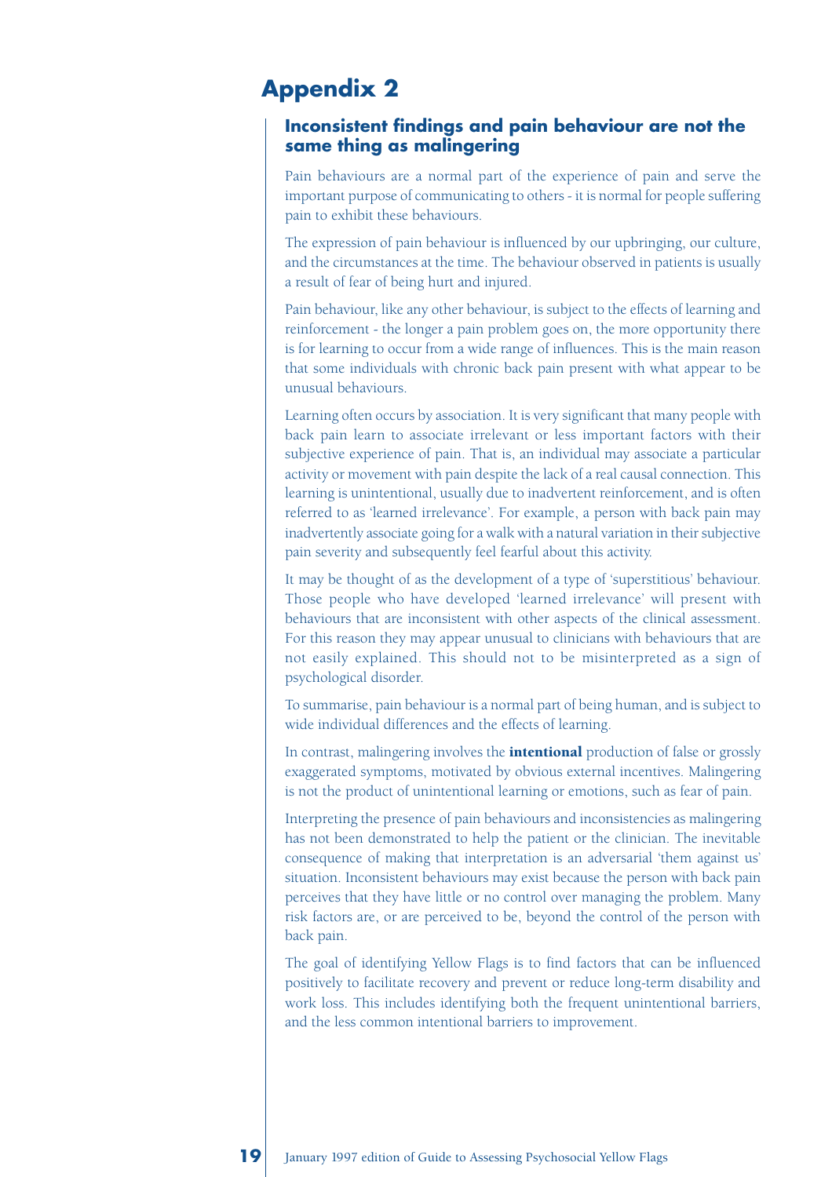# Appendix 2

## Inconsistent findings and pain behaviour are not the same thing as malingering

Pain behaviours are a normal part of the experience of pain and serve the important purpose of communicating to others - it is normal for people suffering pain to exhibit these behaviours.

The expression of pain behaviour is influenced by our upbringing, our culture, and the circumstances at the time. The behaviour observed in patients is usually a result of fear of being hurt and injured.

Pain behaviour, like any other behaviour, is subject to the effects of learning and reinforcement - the longer a pain problem goes on, the more opportunity there is for learning to occur from a wide range of influences. This is the main reason that some individuals with chronic back pain present with what appear to be unusual behaviours.

Learning often occurs by association. It is very significant that many people with back pain learn to associate irrelevant or less important factors with their subjective experience of pain. That is, an individual may associate a particular activity or movement with pain despite the lack of a real causal connection. This learning is unintentional, usually due to inadvertent reinforcement, and is often referred to as 'learned irrelevance'. For example, a person with back pain may inadvertently associate going for a walk with a natural variation in their subjective pain severity and subsequently feel fearful about this activity.

It may be thought of as the development of a type of 'superstitious' behaviour. Those people who have developed 'learned irrelevance' will present with behaviours that are inconsistent with other aspects of the clinical assessment. For this reason they may appear unusual to clinicians with behaviours that are not easily explained. This should not to be misinterpreted as a sign of psychological disorder.

To summarise, pain behaviour is a normal part of being human, and is subject to wide individual differences and the effects of learning.

In contrast, malingering involves the **intentional** production of false or grossly exaggerated symptoms, motivated by obvious external incentives. Malingering is not the product of unintentional learning or emotions, such as fear of pain.

Interpreting the presence of pain behaviours and inconsistencies as malingering has not been demonstrated to help the patient or the clinician. The inevitable consequence of making that interpretation is an adversarial 'them against us' situation. Inconsistent behaviours may exist because the person with back pain perceives that they have little or no control over managing the problem. Many risk factors are, or are perceived to be, beyond the control of the person with back pain.

The goal of identifying Yellow Flags is to find factors that can be influenced positively to facilitate recovery and prevent or reduce long-term disability and work loss. This includes identifying both the frequent unintentional barriers, and the less common intentional barriers to improvement.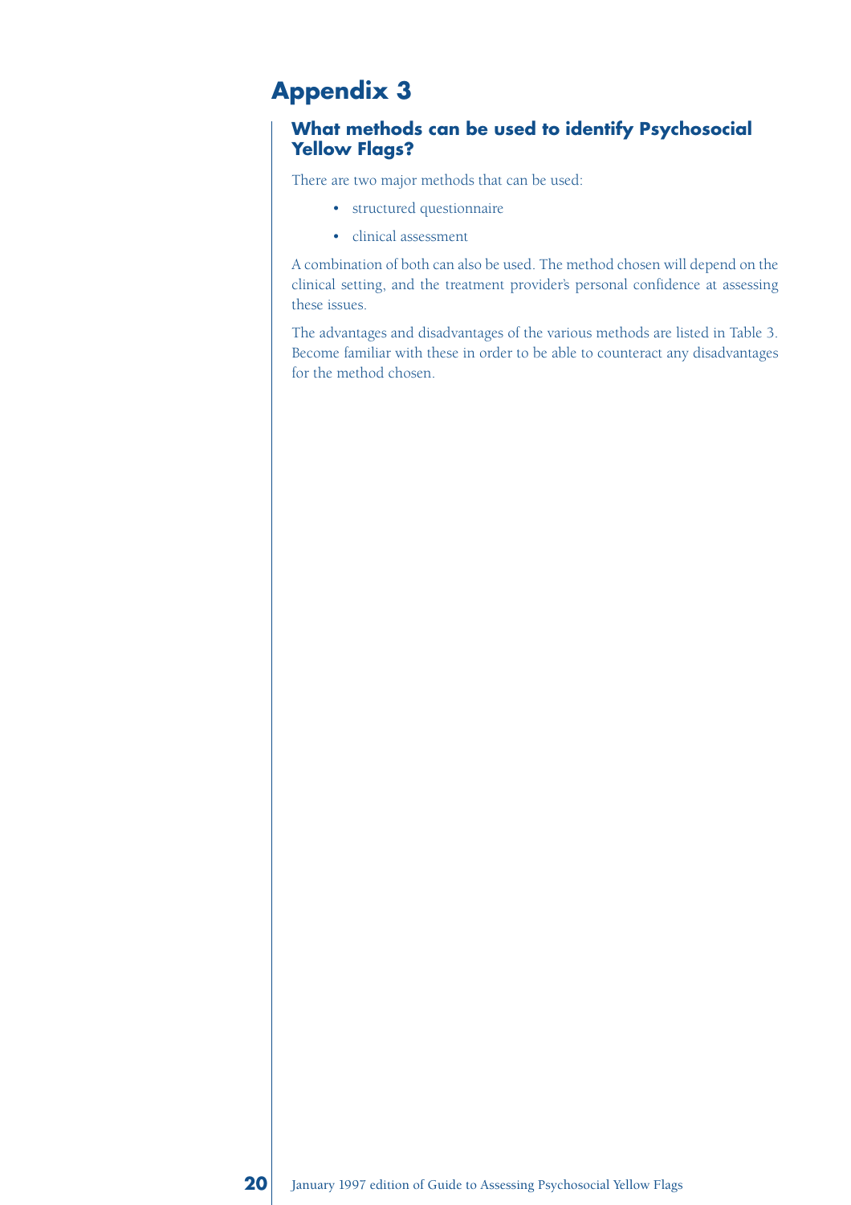# Appendix 3

## What methods can be used to identify Psychosocial Yellow Flags?

There are two major methods that can be used:

- structured questionnaire
- clinical assessment

A combination of both can also be used. The method chosen will depend on the clinical setting, and the treatment provider's personal confidence at assessing these issues.

The advantages and disadvantages of the various methods are listed in Table 3. Become familiar with these in order to be able to counteract any disadvantages for the method chosen.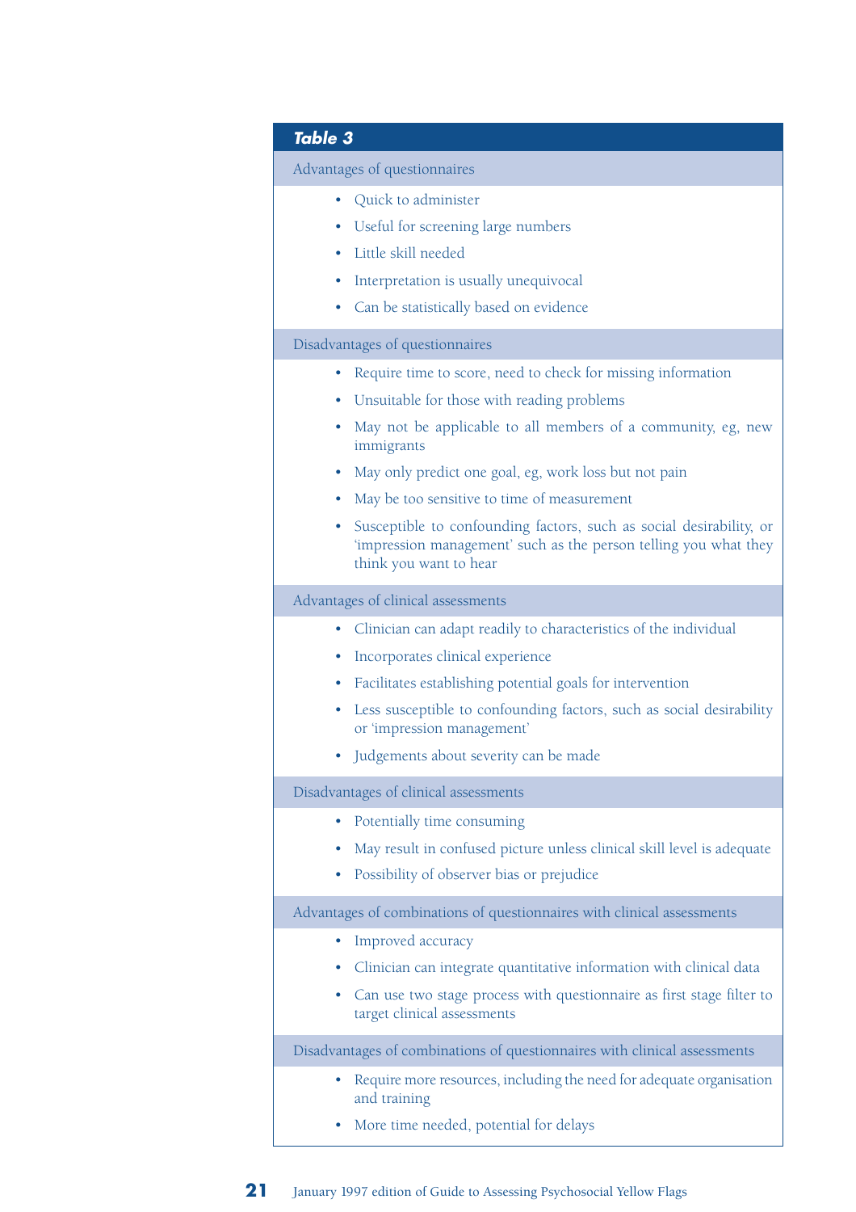### Table 3

**Advantages of questionnaires**

- Quick to administer
- Useful for screening large numbers
- Little skill needed
- Interpretation is usually unequivocal
- Can be statistically based on evidence

**Disadvantages of questionnaires**

- Require time to score, need to check for missing information
- Unsuitable for those with reading problems
- May not be applicable to all members of a community, eg, new immigrants
- May only predict one goal, eg, work loss but not pain
- May be too sensitive to time of measurement
- Susceptible to confounding factors, such as social desirability, or 'impression management' such as the person telling you what they think you want to hear

**Advantages of clinical assessments**

- Clinician can adapt readily to characteristics of the individual
- Incorporates clinical experience
- Facilitates establishing potential goals for intervention
- Less susceptible to confounding factors, such as social desirability or 'impression management'
- Judgements about severity can be made

**Disadvantages of clinical assessments**

- Potentially time consuming
- May result in confused picture unless clinical skill level is adequate
- Possibility of observer bias or prejudice

**Advantages of combinations of questionnaires with clinical assessments**

- Improved accuracy
- Clinician can integrate quantitative information with clinical data
- Can use two stage process with questionnaire as first stage filter to target clinical assessments

**Disadvantages of combinations of questionnaires with clinical assessments**

- Require more resources, including the need for adequate organisation and training
- More time needed, potential for delays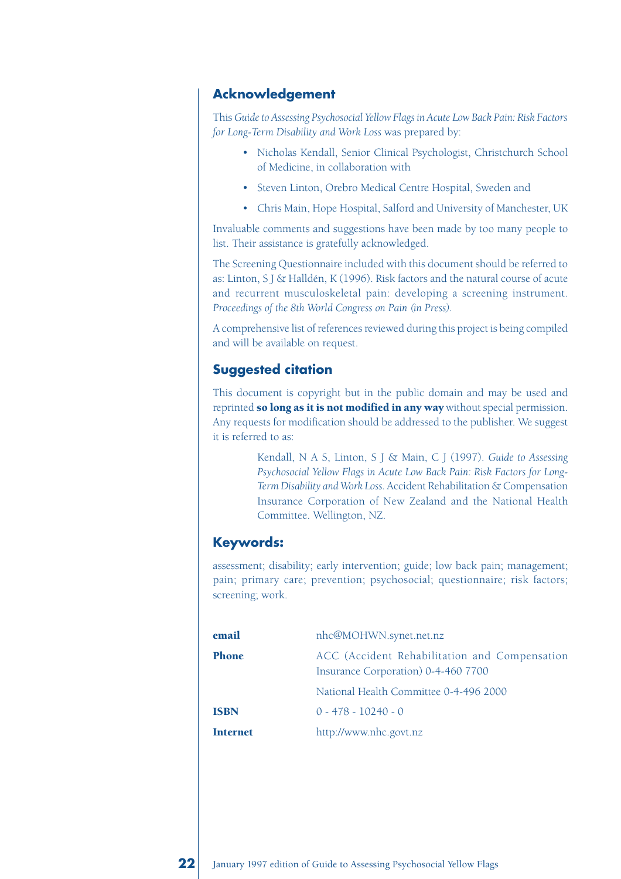## Acknowledgement

This *Guide to Assessing Psychosocial Yellow Flags in Acute Low Back Pain: Risk Factors for Long-Term Disability and Work Loss* was prepared by:

- Nicholas Kendall, Senior Clinical Psychologist, Christchurch School of Medicine, in collaboration with
- Steven Linton, Orebro Medical Centre Hospital, Sweden and
- Chris Main, Hope Hospital, Salford and University of Manchester, UK

Invaluable comments and suggestions have been made by too many people to list. Their assistance is gratefully acknowledged.

The Screening Questionnaire included with this document should be referred to as: Linton, S J & Halldén, K (1996). Risk factors and the natural course of acute and recurrent musculoskeletal pain: developing a screening instrument. *Proceedings of the 8th World Congress on Pain (in Press).*

A comprehensive list of references reviewed during this project is being compiled and will be available on request.

## Suggested citation

This document is copyright but in the public domain and may be used and reprinted **so long as it is not modified in any way** without special permission. Any requests for modification should be addressed to the publisher. We suggest it is referred to as:

> Kendall, N A S, Linton, S J & Main, C J (1997). *Guide to Assessing Psychosocial Yellow Flags in Acute Low Back Pain: Risk Factors for Long-Term Disability and Work Loss.* Accident Rehabilitation & Compensation Insurance Corporation of New Zealand and the National Health Committee. Wellington, NZ.

## Keywords:

assessment; disability; early intervention; guide; low back pain; management; pain; primary care; prevention; psychosocial; questionnaire; risk factors; screening; work.

| | |
|---|---|
| **email** | nhc@MOHWN.synet.net.nz |
| **Phone** | ACC (Accident Rehabilitation and Compensation Insurance Corporation) 0-4-460 7700 |
| | National Health Committee 0-4-496 2000 |
| **ISBN** | 0 - 478 - 10240 - 0 |
| **Internet** | http://www.nhc.govt.nz |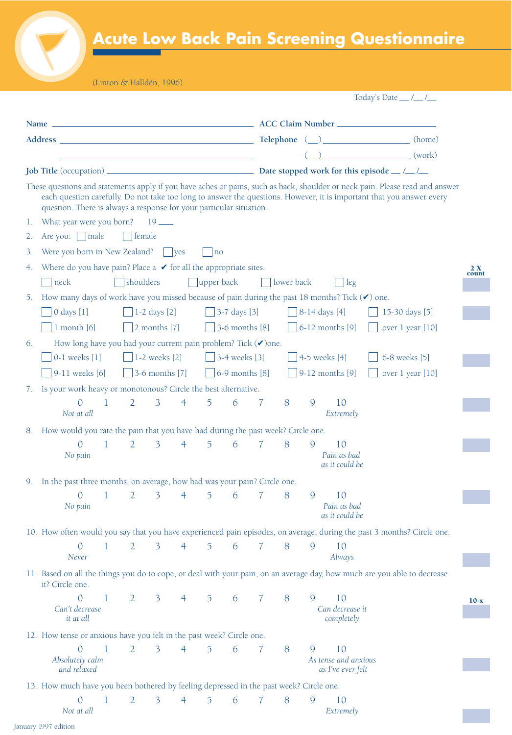# Acute Low Back Pain Screening Questionnaire

(Linton & Halldén, 1996)

Today's Date __ /__ /__

**Name** ______________________ **ACC Claim Number** ______________________

**Address** ______________________ **Telephone** (__) ______________ (home)

______________________ (__) ______________ (work)

**Job Title** (occupation) ______________________ **Date stopped work for this episode** __ /__ /__

These questions and statements apply if you have aches or pains, such as back, shoulder or neck pain. Please read and answer each question carefully. Do not take too long to answer the questions. However, it is important that you answer every question. There is always a response for your particular situation.

1. What year were you born? 19 ___

2. Are you: ☐ male ☐ female

3. Were you born in New Zealand? ☐ yes ☐ no

4. Where do you have pain? Place a ✔ for all the appropriate sites. **2 X count**

   ☐ neck ☐ shoulders ☐ upper back ☐ lower back ☐ leg

5. How many days of work have you missed because of pain during the past 18 months? Tick (✔) one.

   ☐ 0 days [1] ☐ 1-2 days [2] ☐ 3-7 days [3] ☐ 8-14 days [4] ☐ 15-30 days [5]
   ☐ 1 month [6] ☐ 2 months [7] ☐ 3-6 months [8] ☐ 6-12 months [9] ☐ over 1 year [10]

6. How long have you had your current pain problem? Tick (✔)one.

   ☐ 0-1 weeks [1] ☐ 1-2 weeks [2] ☐ 3-4 weeks [3] ☐ 4-5 weeks [4] ☐ 6-8 weeks [5]
   ☐ 9-11 weeks [6] ☐ 3-6 months [7] ☐ 6-9 months [8] ☐ 9-12 months [9] ☐ over 1 year [10]

7. Is your work heavy or monotonous? Circle the best alternative.

   0 1 2 3 4 5 6 7 8 9 10
   *Not at all* ... *Extremely*

8. How would you rate the pain that you have had during the past week? Circle one.

   0 1 2 3 4 5 6 7 8 9 10
   *No pain* ... *Pain as bad as it could be*

9. In the past three months, on average, how bad was your pain? Circle one.

   0 1 2 3 4 5 6 7 8 9 10
   *No pain* ... *Pain as bad as it could be*

10. How often would you say that you have experienced pain episodes, on average, during the past 3 months? Circle one.

    0 1 2 3 4 5 6 7 8 9 10
    *Never* ... *Always*

11. Based on all the things you do to cope, or deal with your pain, on an average day, how much are you able to decrease it? Circle one. **10-x**

    0 1 2 3 4 5 6 7 8 9 10
    *Can't decrease it at all* ... *Can decrease it completely*

12. How tense or anxious have you felt in the past week? Circle one.

    0 1 2 3 4 5 6 7 8 9 10
    *Absolutely calm and relaxed* ... *As tense and anxious as I've ever felt*

13. How much have you been bothered by feeling depressed in the past week? Circle one.

    0 1 2 3 4 5 6 7 8 9 10
    *Not at all* ... *Extremely*

January 1997 edition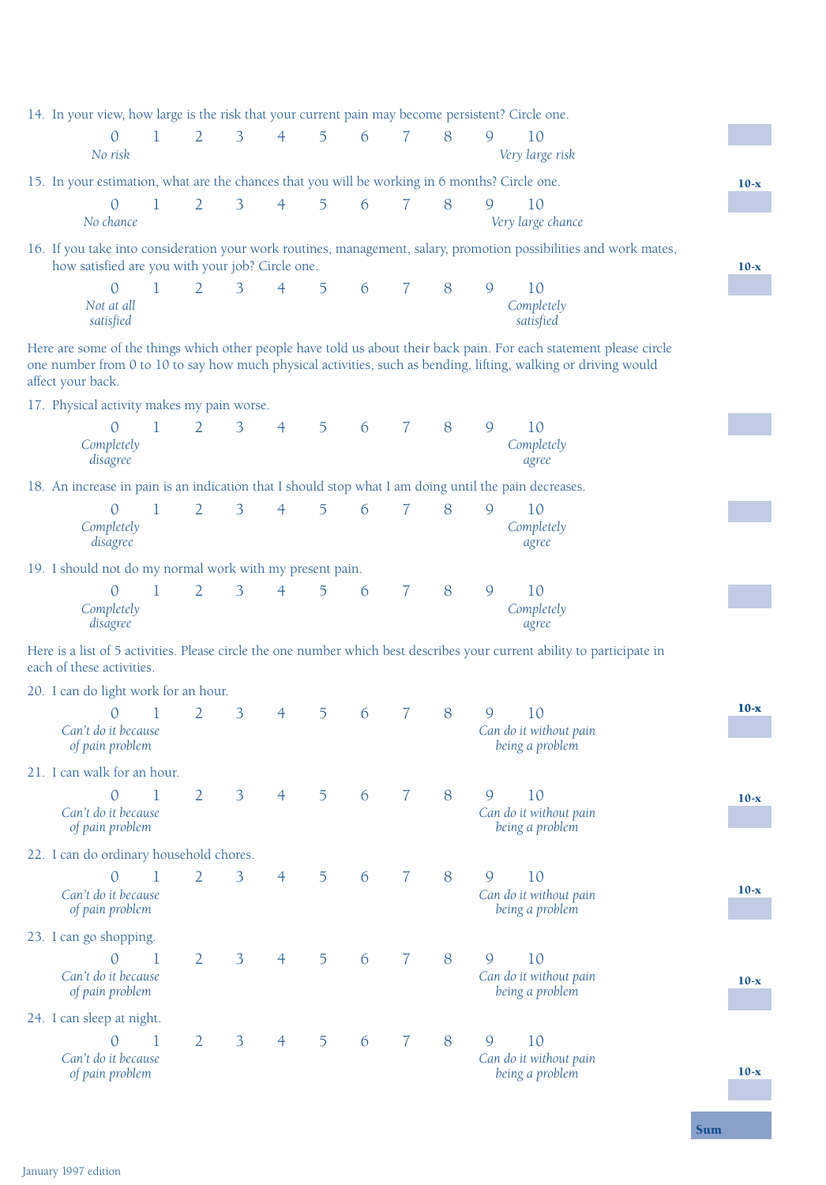14. In your view, how large is the risk that your current pain may become persistent? Circle one.

| 0 | 1 | 2 | 3 | 4 | 5 | 6 | 7 | 8 | 9 | 10 |
|---|---|---|---|---|---|---|---|---|---|---|
| *No risk* | | | | | | | | | | *Very large risk* |

15. In your estimation, what are the chances that you will be working in 6 months? Circle one. **10-x**

| 0 | 1 | 2 | 3 | 4 | 5 | 6 | 7 | 8 | 9 | 10 |
|---|---|---|---|---|---|---|---|---|---|---|
| *No chance* | | | | | | | | | | *Very large chance* |

16. If you take into consideration your work routines, management, salary, promotion possibilities and work mates, how satisfied are you with your job? Circle one. **10-x**

| 0 | 1 | 2 | 3 | 4 | 5 | 6 | 7 | 8 | 9 | 10 |
|---|---|---|---|---|---|---|---|---|---|---|
| *Not at all satisfied* | | | | | | | | | | *Completely satisfied* |

Here are some of the things which other people have told us about their back pain. For each statement please circle one number from 0 to 10 to say how much physical activities, such as bending, lifting, walking or driving would affect your back.

17. Physical activity makes my pain worse.

| 0 | 1 | 2 | 3 | 4 | 5 | 6 | 7 | 8 | 9 | 10 |
|---|---|---|---|---|---|---|---|---|---|---|
| *Completely disagree* | | | | | | | | | | *Completely agree* |

18. An increase in pain is an indication that I should stop what I am doing until the pain decreases.

| 0 | 1 | 2 | 3 | 4 | 5 | 6 | 7 | 8 | 9 | 10 |
|---|---|---|---|---|---|---|---|---|---|---|
| *Completely disagree* | | | | | | | | | | *Completely agree* |

19. I should not do my normal work with my present pain.

| 0 | 1 | 2 | 3 | 4 | 5 | 6 | 7 | 8 | 9 | 10 |
|---|---|---|---|---|---|---|---|---|---|---|
| *Completely disagree* | | | | | | | | | | *Completely agree* |

Here is a list of 5 activities. Please circle the one number which best describes your current ability to participate in each of these activities.

20. I can do light work for an hour. **10-x**

| 0 | 1 | 2 | 3 | 4 | 5 | 6 | 7 | 8 | 9 | 10 |
|---|---|---|---|---|---|---|---|---|---|---|
| *Can't do it because of pain problem* | | | | | | | | | | *Can do it without pain being a problem* |

21. I can walk for an hour. **10-x**

| 0 | 1 | 2 | 3 | 4 | 5 | 6 | 7 | 8 | 9 | 10 |
|---|---|---|---|---|---|---|---|---|---|---|
| *Can't do it because of pain problem* | | | | | | | | | | *Can do it without pain being a problem* |

22. I can do ordinary household chores. **10-x**

| 0 | 1 | 2 | 3 | 4 | 5 | 6 | 7 | 8 | 9 | 10 |
|---|---|---|---|---|---|---|---|---|---|---|
| *Can't do it because of pain problem* | | | | | | | | | | *Can do it without pain being a problem* |

23. I can go shopping. **10-x**

| 0 | 1 | 2 | 3 | 4 | 5 | 6 | 7 | 8 | 9 | 10 |
|---|---|---|---|---|---|---|---|---|---|---|
| *Can't do it because of pain problem* | | | | | | | | | | *Can do it without pain being a problem* |

24. I can sleep at night. **10-x**

| 0 | 1 | 2 | 3 | 4 | 5 | 6 | 7 | 8 | 9 | 10 |
|---|---|---|---|---|---|---|---|---|---|---|
| *Can't do it because of pain problem* | | | | | | | | | | *Can do it without pain being a problem* |

**Sum**

January 1997 edition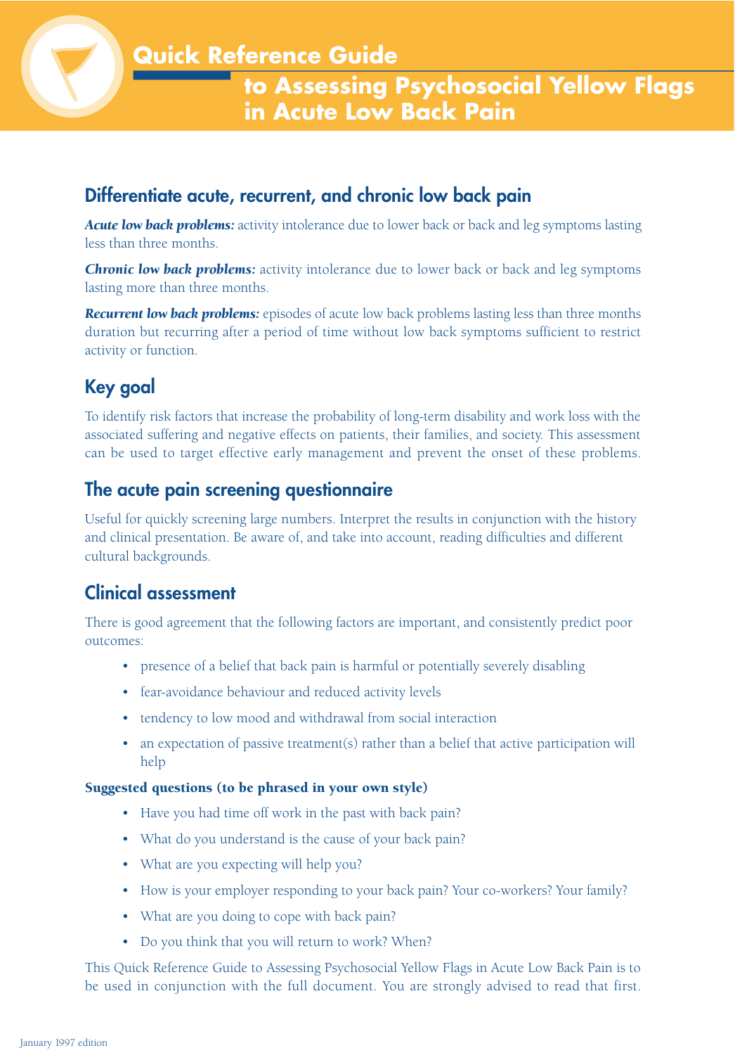# Quick Reference Guide

## to Assessing Psychosocial Yellow Flags in Acute Low Back Pain

## Differentiate acute, recurrent, and chronic low back pain

***Acute low back problems:*** activity intolerance due to lower back or back and leg symptoms lasting less than three months.

***Chronic low back problems:*** activity intolerance due to lower back or back and leg symptoms lasting more than three months.

***Recurrent low back problems:*** episodes of acute low back problems lasting less than three months duration but recurring after a period of time without low back symptoms sufficient to restrict activity or function.

## Key goal

To identify risk factors that increase the probability of long-term disability and work loss with the associated suffering and negative effects on patients, their families, and society. This assessment can be used to target effective early management and prevent the onset of these problems.

## The acute pain screening questionnaire

Useful for quickly screening large numbers. Interpret the results in conjunction with the history and clinical presentation. Be aware of, and take into account, reading difficulties and different cultural backgrounds.

## Clinical assessment

There is good agreement that the following factors are important, and consistently predict poor outcomes:

- presence of a belief that back pain is harmful or potentially severely disabling
- fear-avoidance behaviour and reduced activity levels
- tendency to low mood and withdrawal from social interaction
- an expectation of passive treatment(s) rather than a belief that active participation will help

**Suggested questions (to be phrased in your own style)**

- Have you had time off work in the past with back pain?
- What do you understand is the cause of your back pain?
- What are you expecting will help you?
- How is your employer responding to your back pain? Your co-workers? Your family?
- What are you doing to cope with back pain?
- Do you think that you will return to work? When?

This Quick Reference Guide to Assessing Psychosocial Yellow Flags in Acute Low Back Pain is to be used in conjunction with the full document. You are strongly advised to read that first.

January 1997 edition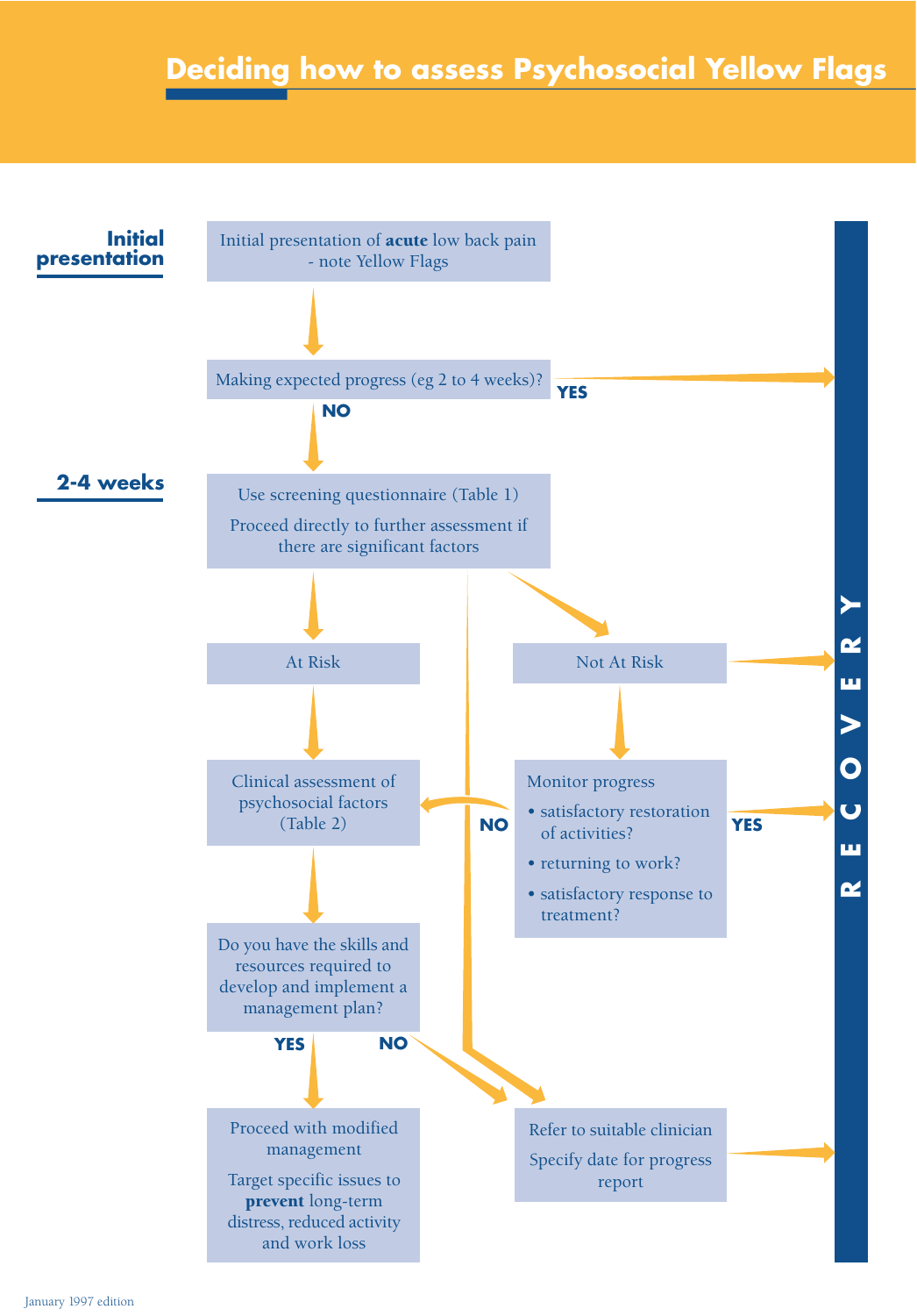# Deciding how to assess Psychosocial Yellow Flags

**Initial presentation**

Initial presentation of **acute** low back pain - note Yellow Flags

Making expected progress (eg 2 to 4 weeks)?

- **YES** → RECOVERY
- **NO** ↓

**2-4 weeks**

Use screening questionnaire (Table 1)

Proceed directly to further assessment if there are significant factors

- At Risk
- Not At Risk

**At Risk** → Clinical assessment of psychosocial factors (Table 2)

Do you have the skills and resources required to develop and implement a management plan?

- **YES** → Proceed with modified management

  Target specific issues to **prevent** long-term distress, reduced activity and work loss

- **NO** → Refer to suitable clinician

  Specify date for progress report → RECOVERY

**Not At Risk** → RECOVERY

Monitor progress

- satisfactory restoration of activities?
- returning to work?
- satisfactory response to treatment?

- **YES** → RECOVERY
- **NO** → Clinical assessment of psychosocial factors (Table 2)

January 1997 edition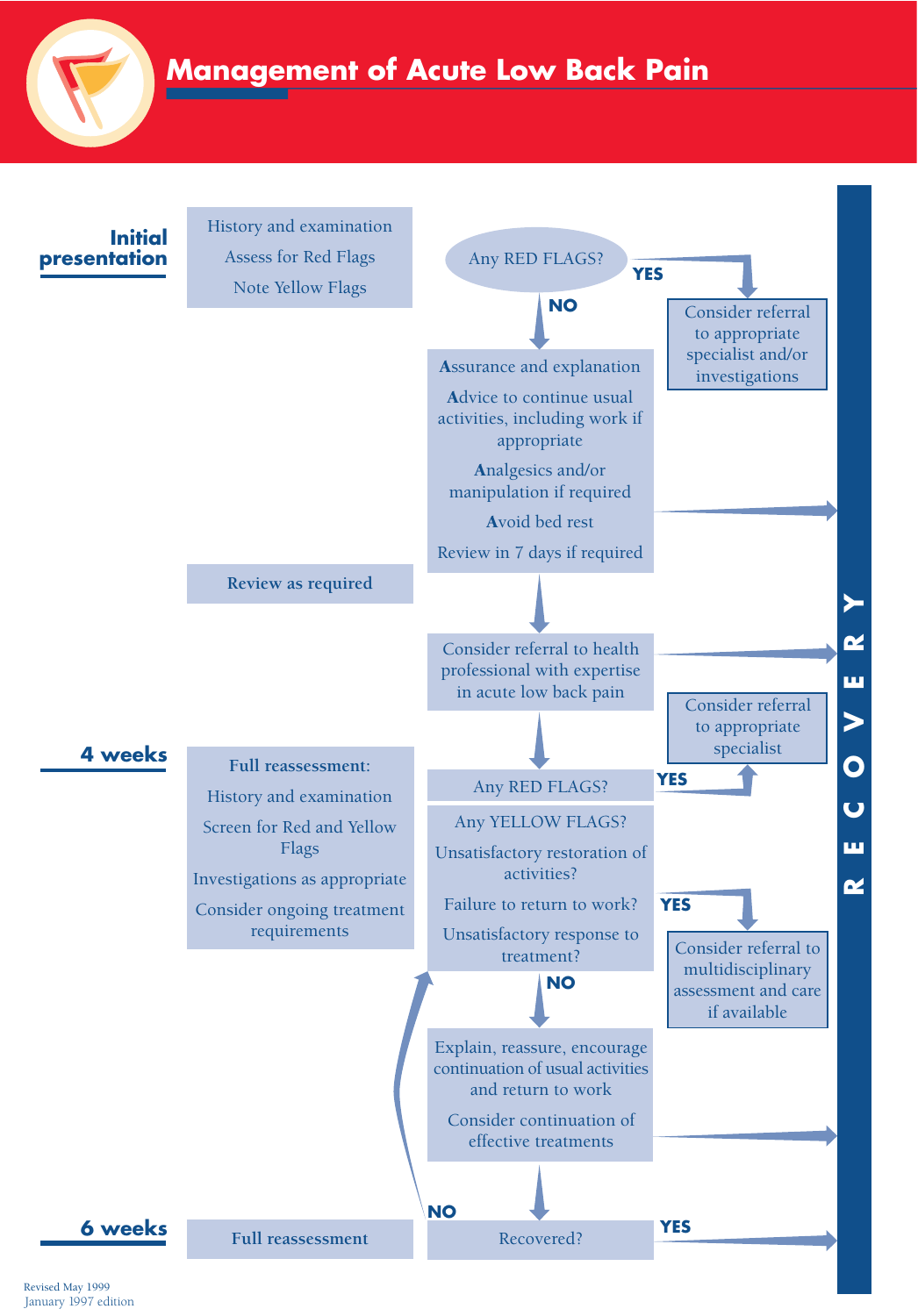# Management of Acute Low Back Pain

## Initial presentation

- History and examination
- Assess for Red Flags
- Note Yellow Flags

**Any RED FLAGS?**

- **YES** → Consider referral to appropriate specialist and/or investigations
- **NO** →
  - Assurance and explanation
  - Advice to continue usual activities, including work if appropriate
  - Analgesics and/or manipulation if required
  - Avoid bed rest
  - Review in 7 days if required
  - → RECOVERY

**Review as required**

↓

Consider referral to health professional with expertise in acute low back pain → RECOVERY

↓

## 4 weeks

**Full reassessment:**

- History and examination
- Screen for Red and Yellow Flags
- Investigations as appropriate
- Consider ongoing treatment requirements

**Any RED FLAGS?**

- **YES** → Consider referral to appropriate specialist

**Any YELLOW FLAGS?**
**Unsatisfactory restoration of activities?**
**Failure to return to work?**
**Unsatisfactory response to treatment?**

- **YES** → Consider referral to multidisciplinary assessment and care if available
- **NO** →
  - Explain, reassure, encourage continuation of usual activities and return to work
  - Consider continuation of effective treatments
  - → RECOVERY

↓

## 6 weeks

**Full reassessment**

**Recovered?**

- **YES** → RECOVERY
- **NO** → return to "Any YELLOW FLAGS?" assessment

Revised May 1999
January 1997 edition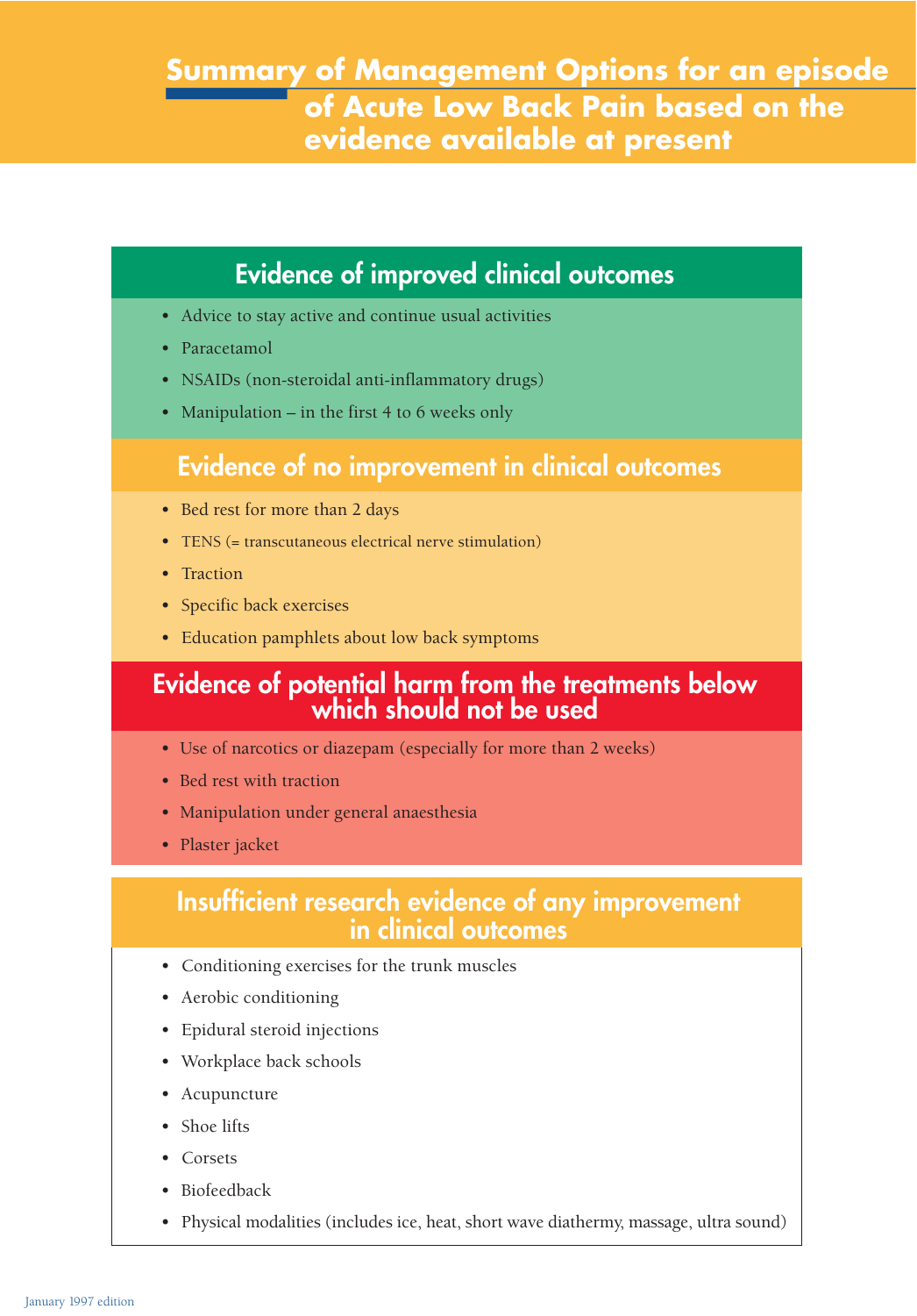# Summary of Management Options for an episode of Acute Low Back Pain based on the evidence available at present

## Evidence of improved clinical outcomes

- Advice to stay active and continue usual activities
- Paracetamol
- NSAIDs (non-steroidal anti-inflammatory drugs)
- Manipulation – in the first 4 to 6 weeks only

## Evidence of no improvement in clinical outcomes

- Bed rest for more than 2 days
- TENS (= transcutaneous electrical nerve stimulation)
- Traction
- Specific back exercises
- Education pamphlets about low back symptoms

## Evidence of potential harm from the treatments below which should not be used

- Use of narcotics or diazepam (especially for more than 2 weeks)
- Bed rest with traction
- Manipulation under general anaesthesia
- Plaster jacket

## Insufficient research evidence of any improvement in clinical outcomes

- Conditioning exercises for the trunk muscles
- Aerobic conditioning
- Epidural steroid injections
- Workplace back schools
- Acupuncture
- Shoe lifts
- Corsets
- Biofeedback
- Physical modalities (includes ice, heat, short wave diathermy, massage, ultra sound)

January 1997 edition